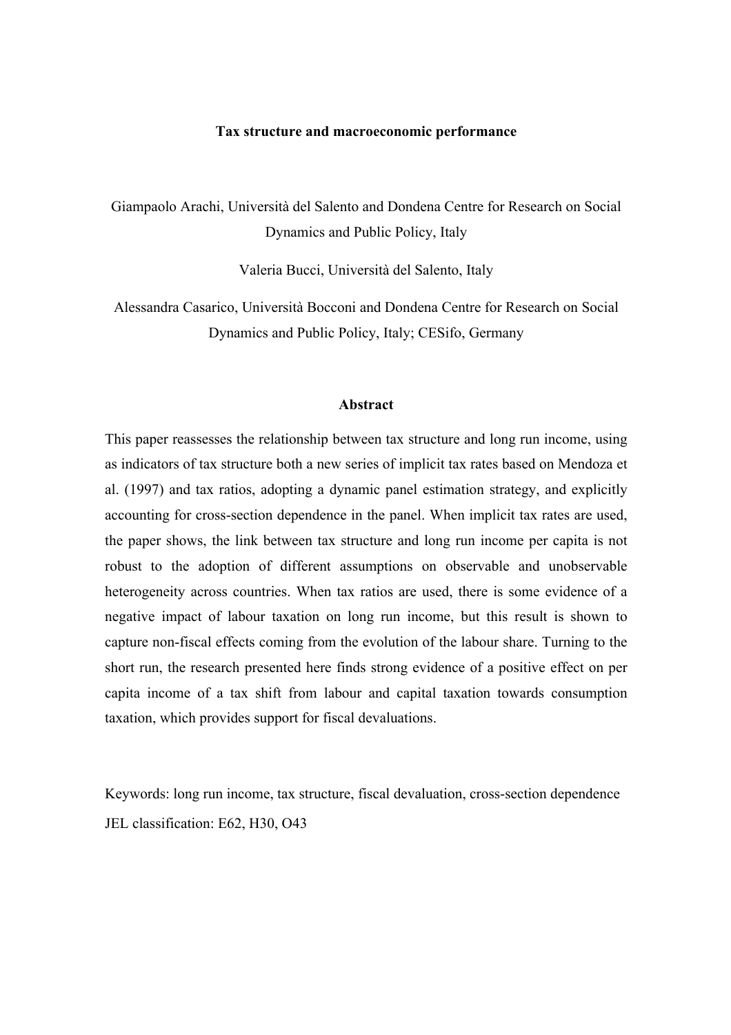# Tax structure and macroeconomic performance

Giampaolo Arachi, Università del Salento and Dondena Centre for Research on Social Dynamics and Public Policy, Italy

Valeria Bucci, Università del Salento, Italy

Alessandra Casarico, Università Bocconi and Dondena Centre for Research on Social Dynamics and Public Policy, Italy; CESifo, Germany

## Abstract

This paper reassesses the relationship between tax structure and long run income, using as indicators of tax structure both a new series of implicit tax rates based on Mendoza et al. (1997) and tax ratios, adopting a dynamic panel estimation strategy, and explicitly accounting for cross-section dependence in the panel. When implicit tax rates are used, the paper shows, the link between tax structure and long run income per capita is not robust to the adoption of different assumptions on observable and unobservable heterogeneity across countries. When tax ratios are used, there is some evidence of a negative impact of labour taxation on long run income, but this result is shown to capture non-fiscal effects coming from the evolution of the labour share. Turning to the short run, the research presented here finds strong evidence of a positive effect on per capita income of a tax shift from labour and capital taxation towards consumption taxation, which provides support for fiscal devaluations.

Keywords: long run income, tax structure, fiscal devaluation, cross-section dependence

JEL classification: E62, H30, O43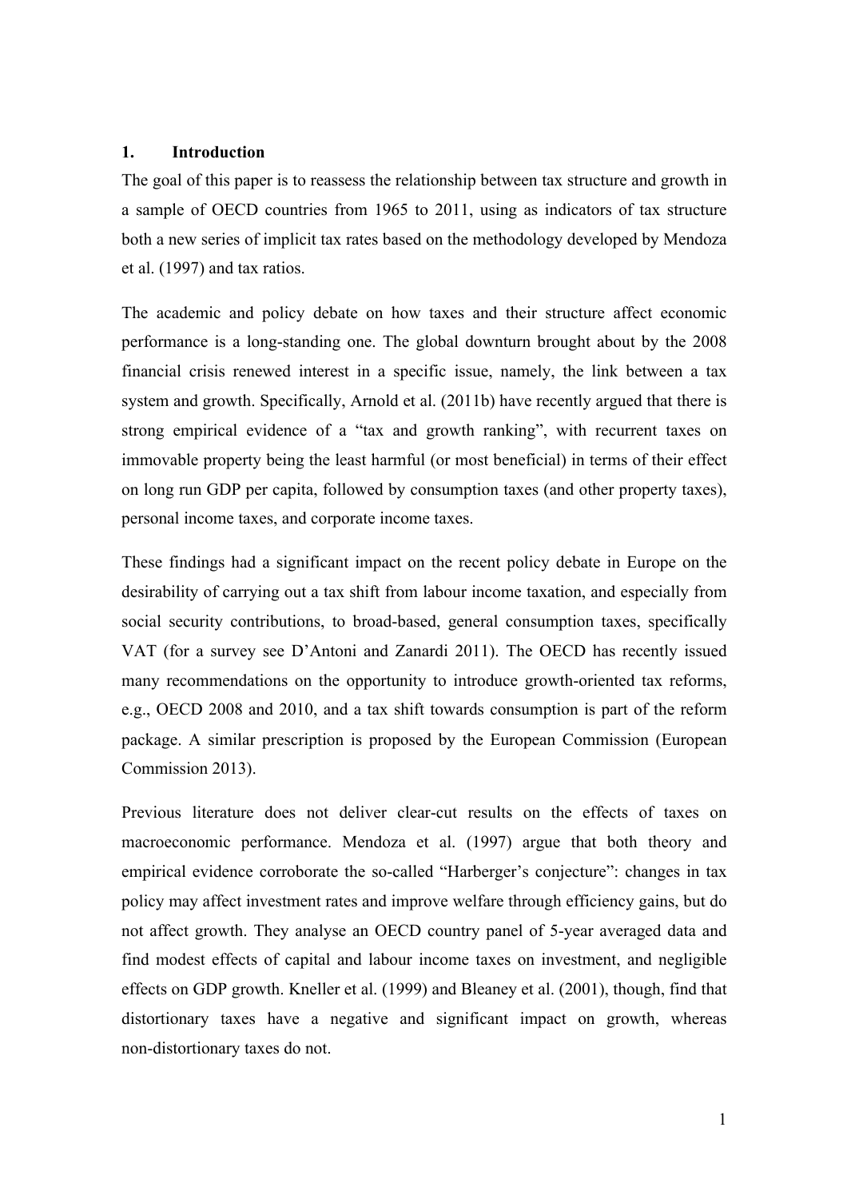## 1. Introduction

The goal of this paper is to reassess the relationship between tax structure and growth in a sample of OECD countries from 1965 to 2011, using as indicators of tax structure both a new series of implicit tax rates based on the methodology developed by Mendoza et al. (1997) and tax ratios.

The academic and policy debate on how taxes and their structure affect economic performance is a long-standing one. The global downturn brought about by the 2008 financial crisis renewed interest in a specific issue, namely, the link between a tax system and growth. Specifically, Arnold et al. (2011b) have recently argued that there is strong empirical evidence of a "tax and growth ranking", with recurrent taxes on immovable property being the least harmful (or most beneficial) in terms of their effect on long run GDP per capita, followed by consumption taxes (and other property taxes), personal income taxes, and corporate income taxes.

These findings had a significant impact on the recent policy debate in Europe on the desirability of carrying out a tax shift from labour income taxation, and especially from social security contributions, to broad-based, general consumption taxes, specifically VAT (for a survey see D'Antoni and Zanardi 2011). The OECD has recently issued many recommendations on the opportunity to introduce growth-oriented tax reforms, e.g., OECD 2008 and 2010, and a tax shift towards consumption is part of the reform package. A similar prescription is proposed by the European Commission (European Commission 2013).

Previous literature does not deliver clear-cut results on the effects of taxes on macroeconomic performance. Mendoza et al. (1997) argue that both theory and empirical evidence corroborate the so-called "Harberger's conjecture": changes in tax policy may affect investment rates and improve welfare through efficiency gains, but do not affect growth. They analyse an OECD country panel of 5-year averaged data and find modest effects of capital and labour income taxes on investment, and negligible effects on GDP growth. Kneller et al. (1999) and Bleaney et al. (2001), though, find that distortionary taxes have a negative and significant impact on growth, whereas non-distortionary taxes do not.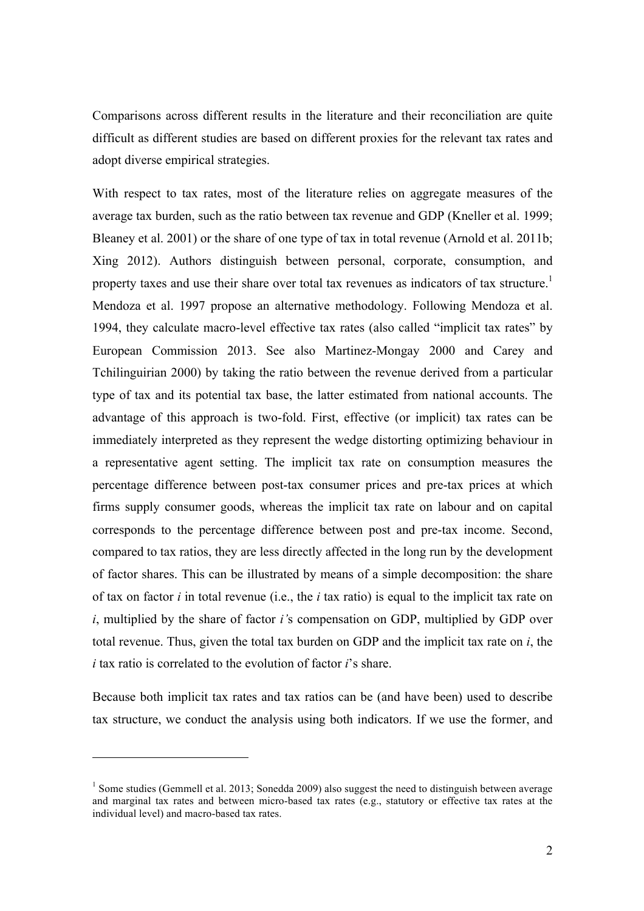Comparisons across different results in the literature and their reconciliation are quite difficult as different studies are based on different proxies for the relevant tax rates and adopt diverse empirical strategies.

With respect to tax rates, most of the literature relies on aggregate measures of the average tax burden, such as the ratio between tax revenue and GDP (Kneller et al. 1999; Bleaney et al. 2001) or the share of one type of tax in total revenue (Arnold et al. 2011b; Xing 2012). Authors distinguish between personal, corporate, consumption, and property taxes and use their share over total tax revenues as indicators of tax structure.[1] Mendoza et al. 1997 propose an alternative methodology. Following Mendoza et al. 1994, they calculate macro-level effective tax rates (also called "implicit tax rates" by European Commission 2013. See also Martinez-Mongay 2000 and Carey and Tchilinguirian 2000) by taking the ratio between the revenue derived from a particular type of tax and its potential tax base, the latter estimated from national accounts. The advantage of this approach is two-fold. First, effective (or implicit) tax rates can be immediately interpreted as they represent the wedge distorting optimizing behaviour in a representative agent setting. The implicit tax rate on consumption measures the percentage difference between post-tax consumer prices and pre-tax prices at which firms supply consumer goods, whereas the implicit tax rate on labour and on capital corresponds to the percentage difference between post and pre-tax income. Second, compared to tax ratios, they are less directly affected in the long run by the development of factor shares. This can be illustrated by means of a simple decomposition: the share of tax on factor $i$ in total revenue (i.e., the $i$ tax ratio) is equal to the implicit tax rate on $i$, multiplied by the share of factor $i$'s compensation on GDP, multiplied by GDP over total revenue. Thus, given the total tax burden on GDP and the implicit tax rate on $i$, the $i$ tax ratio is correlated to the evolution of factor $i$'s share.

Because both implicit tax rates and tax ratios can be (and have been) used to describe tax structure, we conduct the analysis using both indicators. If we use the former, and

[1] Some studies (Gemmell et al. 2013; Sonedda 2009) also suggest the need to distinguish between average and marginal tax rates and between micro-based tax rates (e.g., statutory or effective tax rates at the individual level) and macro-based tax rates.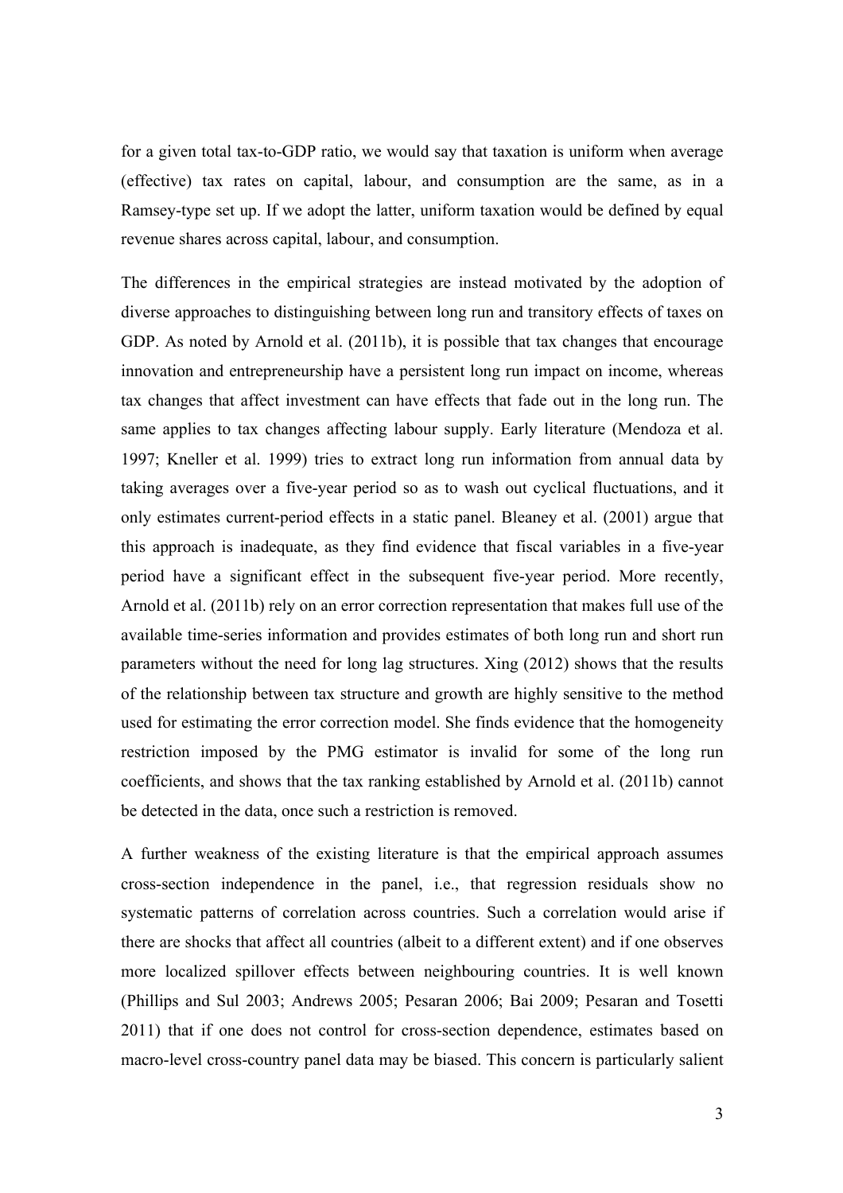for a given total tax-to-GDP ratio, we would say that taxation is uniform when average (effective) tax rates on capital, labour, and consumption are the same, as in a Ramsey-type set up. If we adopt the latter, uniform taxation would be defined by equal revenue shares across capital, labour, and consumption.

The differences in the empirical strategies are instead motivated by the adoption of diverse approaches to distinguishing between long run and transitory effects of taxes on GDP. As noted by Arnold et al. (2011b), it is possible that tax changes that encourage innovation and entrepreneurship have a persistent long run impact on income, whereas tax changes that affect investment can have effects that fade out in the long run. The same applies to tax changes affecting labour supply. Early literature (Mendoza et al. 1997; Kneller et al. 1999) tries to extract long run information from annual data by taking averages over a five-year period so as to wash out cyclical fluctuations, and it only estimates current-period effects in a static panel. Bleaney et al. (2001) argue that this approach is inadequate, as they find evidence that fiscal variables in a five-year period have a significant effect in the subsequent five-year period. More recently, Arnold et al. (2011b) rely on an error correction representation that makes full use of the available time-series information and provides estimates of both long run and short run parameters without the need for long lag structures. Xing (2012) shows that the results of the relationship between tax structure and growth are highly sensitive to the method used for estimating the error correction model. She finds evidence that the homogeneity restriction imposed by the PMG estimator is invalid for some of the long run coefficients, and shows that the tax ranking established by Arnold et al. (2011b) cannot be detected in the data, once such a restriction is removed.

A further weakness of the existing literature is that the empirical approach assumes cross-section independence in the panel, i.e., that regression residuals show no systematic patterns of correlation across countries. Such a correlation would arise if there are shocks that affect all countries (albeit to a different extent) and if one observes more localized spillover effects between neighbouring countries. It is well known (Phillips and Sul 2003; Andrews 2005; Pesaran 2006; Bai 2009; Pesaran and Tosetti 2011) that if one does not control for cross-section dependence, estimates based on macro-level cross-country panel data may be biased. This concern is particularly salient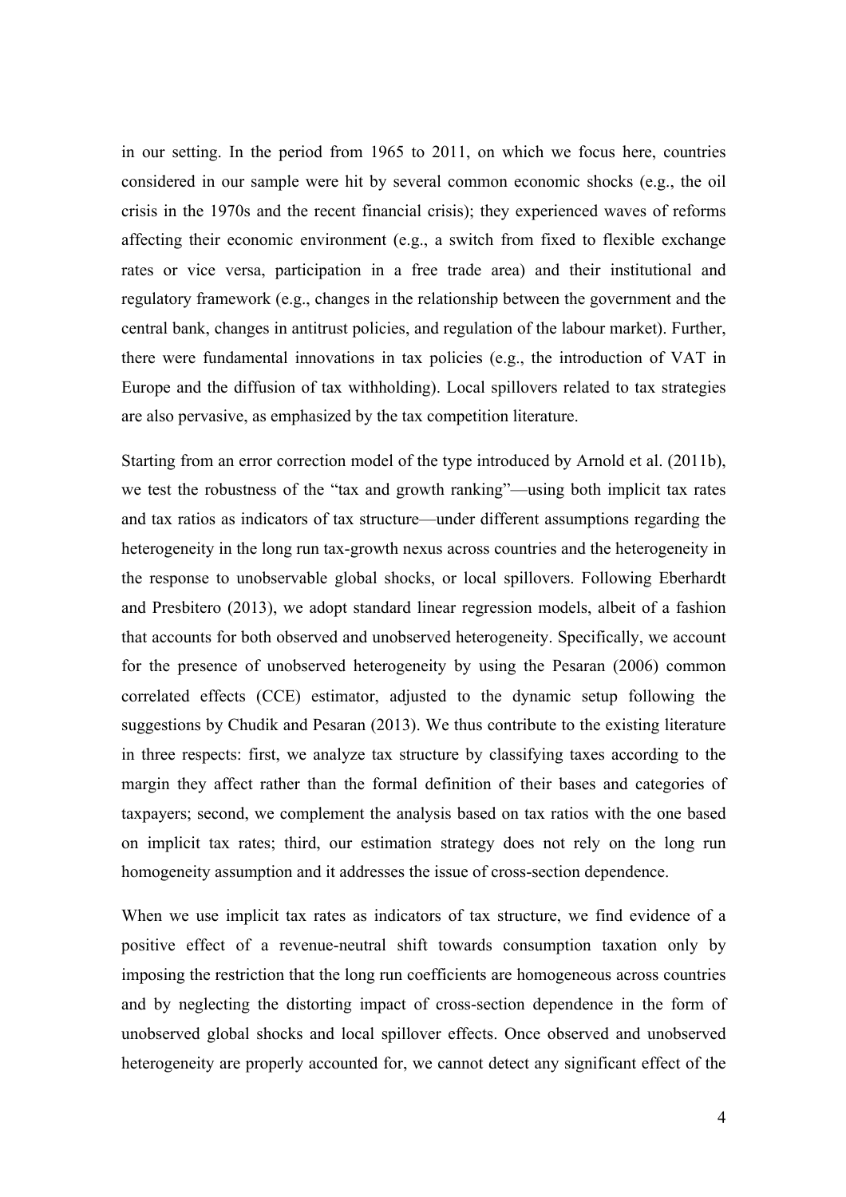in our setting. In the period from 1965 to 2011, on which we focus here, countries considered in our sample were hit by several common economic shocks (e.g., the oil crisis in the 1970s and the recent financial crisis); they experienced waves of reforms affecting their economic environment (e.g., a switch from fixed to flexible exchange rates or vice versa, participation in a free trade area) and their institutional and regulatory framework (e.g., changes in the relationship between the government and the central bank, changes in antitrust policies, and regulation of the labour market). Further, there were fundamental innovations in tax policies (e.g., the introduction of VAT in Europe and the diffusion of tax withholding). Local spillovers related to tax strategies are also pervasive, as emphasized by the tax competition literature.

Starting from an error correction model of the type introduced by Arnold et al. (2011b), we test the robustness of the "tax and growth ranking"—using both implicit tax rates and tax ratios as indicators of tax structure—under different assumptions regarding the heterogeneity in the long run tax-growth nexus across countries and the heterogeneity in the response to unobservable global shocks, or local spillovers. Following Eberhardt and Presbitero (2013), we adopt standard linear regression models, albeit of a fashion that accounts for both observed and unobserved heterogeneity. Specifically, we account for the presence of unobserved heterogeneity by using the Pesaran (2006) common correlated effects (CCE) estimator, adjusted to the dynamic setup following the suggestions by Chudik and Pesaran (2013). We thus contribute to the existing literature in three respects: first, we analyze tax structure by classifying taxes according to the margin they affect rather than the formal definition of their bases and categories of taxpayers; second, we complement the analysis based on tax ratios with the one based on implicit tax rates; third, our estimation strategy does not rely on the long run homogeneity assumption and it addresses the issue of cross-section dependence.

When we use implicit tax rates as indicators of tax structure, we find evidence of a positive effect of a revenue-neutral shift towards consumption taxation only by imposing the restriction that the long run coefficients are homogeneous across countries and by neglecting the distorting impact of cross-section dependence in the form of unobserved global shocks and local spillover effects. Once observed and unobserved heterogeneity are properly accounted for, we cannot detect any significant effect of the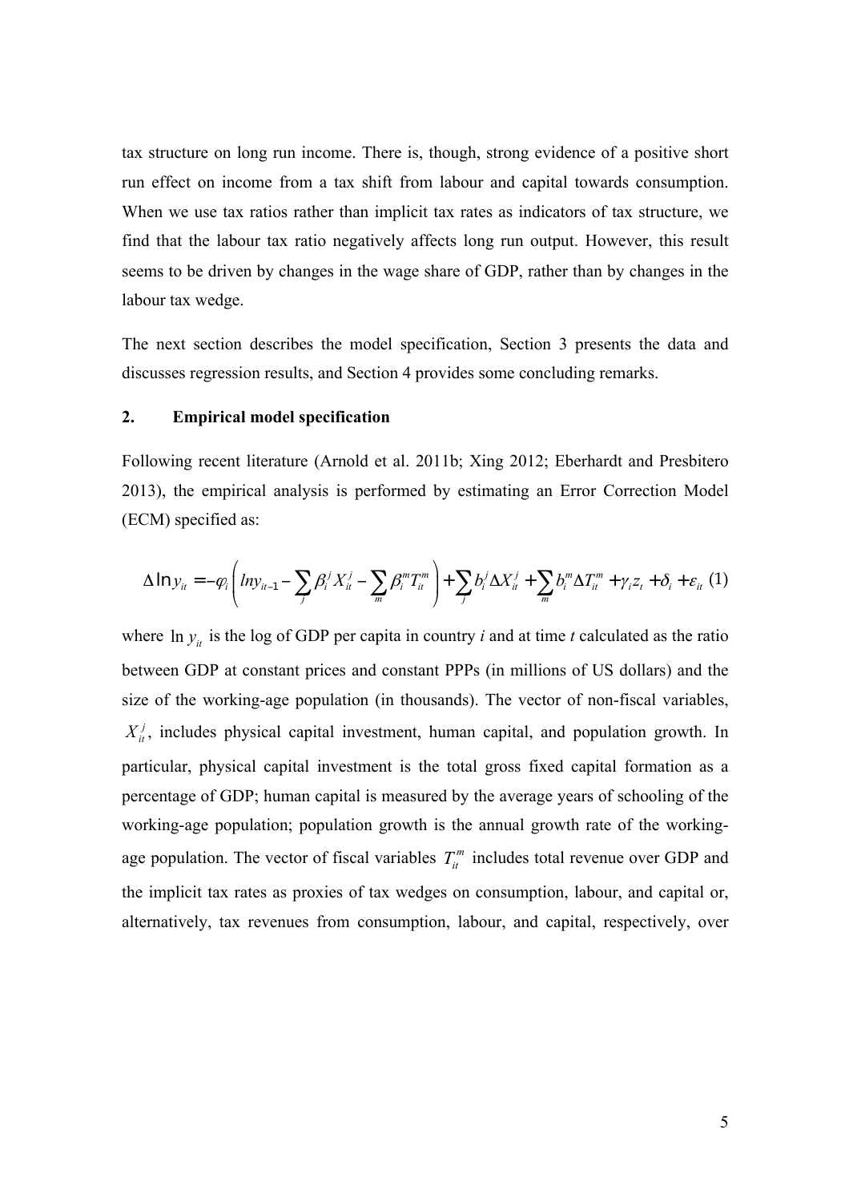tax structure on long run income. There is, though, strong evidence of a positive short run effect on income from a tax shift from labour and capital towards consumption. When we use tax ratios rather than implicit tax rates as indicators of tax structure, we find that the labour tax ratio negatively affects long run output. However, this result seems to be driven by changes in the wage share of GDP, rather than by changes in the labour tax wedge.

The next section describes the model specification, Section 3 presents the data and discusses regression results, and Section 4 provides some concluding remarks.

## 2. Empirical model specification

Following recent literature (Arnold et al. 2011b; Xing 2012; Eberhardt and Presbitero 2013), the empirical analysis is performed by estimating an Error Correction Model (ECM) specified as:

$$\Delta \ln y_{it} = -\varphi_i \left( \ln y_{it-1} - \sum_j \beta_i^j X_{it}^j - \sum_m \beta_i^m T_{it}^m \right) + \sum_j b_i^j \Delta X_{it}^j + \sum_m b_i^m \Delta T_{it}^m + \gamma_i z_t + \delta_i + \varepsilon_{it} \quad (1)$$

where $\ln y_{it}$ is the log of GDP per capita in country *i* and at time *t* calculated as the ratio between GDP at constant prices and constant PPPs (in millions of US dollars) and the size of the working-age population (in thousands). The vector of non-fiscal variables, $X_{it}^j$, includes physical capital investment, human capital, and population growth. In particular, physical capital investment is the total gross fixed capital formation as a percentage of GDP; human capital is measured by the average years of schooling of the working-age population; population growth is the annual growth rate of the working-age population. The vector of fiscal variables $T_{it}^m$ includes total revenue over GDP and the implicit tax rates as proxies of tax wedges on consumption, labour, and capital or, alternatively, tax revenues from consumption, labour, and capital, respectively, over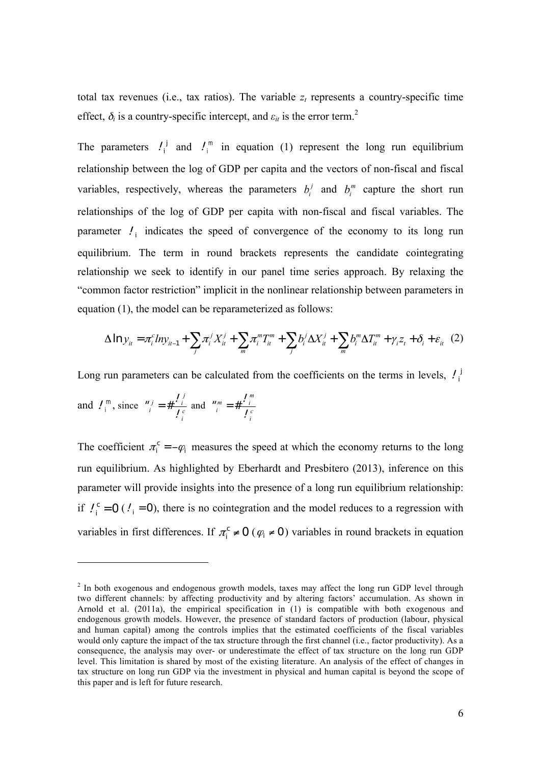total tax revenues (i.e., tax ratios). The variable $z_t$ represents a country-specific time effect, $\delta_i$ is a country-specific intercept, and $\varepsilon_{it}$ is the error term.[2]

The parameters $\theta_i^j$ and $\theta_i^m$ in equation (1) represent the long run equilibrium relationship between the log of GDP per capita and the vectors of non-fiscal and fiscal variables, respectively, whereas the parameters $b_i^j$ and $b_i^m$ capture the short run relationships of the log of GDP per capita with non-fiscal and fiscal variables. The parameter $\varphi_i$ indicates the speed of convergence of the economy to its long run equilibrium. The term in round brackets represents the candidate cointegrating relationship we seek to identify in our panel time series approach. By relaxing the "common factor restriction" implicit in the nonlinear relationship between parameters in equation (1), the model can be reparameterized as follows:

$$\Delta \ln y_{it} = \pi_i^c \ln y_{it-1} + \sum_j \pi_i^j X_{it}^j + \sum_m \pi_i^m T_{it}^m + \sum_j b_i^j \Delta X_{it}^j + \sum_m b_i^m \Delta T_{it}^m + \gamma_i z_t + \delta_i + \varepsilon_{it} \quad (2)$$

Long run parameters can be calculated from the coefficients on the terms in levels, $\pi_i^j$ and $\pi_i^m$, since $\theta_i^j = -\frac{\pi_i^j}{\pi_i^c}$ and $\theta_i^m = -\frac{\pi_i^m}{\pi_i^c}$

The coefficient $\pi_i^c = -\varphi_i$ measures the speed at which the economy returns to the long run equilibrium. As highlighted by Eberhardt and Presbitero (2013), inference on this parameter will provide insights into the presence of a long run equilibrium relationship: if $\pi_i^c = 0$ ($\varphi_i = 0$), there is no cointegration and the model reduces to a regression with variables in first differences. If $\pi_i^c \neq 0$ ($\varphi_i \neq 0$) variables in round brackets in equation

---

[2] In both exogenous and endogenous growth models, taxes may affect the long run GDP level through two different channels: by affecting productivity and by altering factors' accumulation. As shown in Arnold et al. (2011a), the empirical specification in (1) is compatible with both exogenous and endogenous growth models. However, the presence of standard factors of production (labour, physical and human capital) among the controls implies that the estimated coefficients of the fiscal variables would only capture the impact of the tax structure through the first channel (i.e., factor productivity). As a consequence, the analysis may over- or underestimate the effect of tax structure on the long run GDP level. This limitation is shared by most of the existing literature. An analysis of the effect of changes in tax structure on long run GDP via the investment in physical and human capital is beyond the scope of this paper and is left for future research.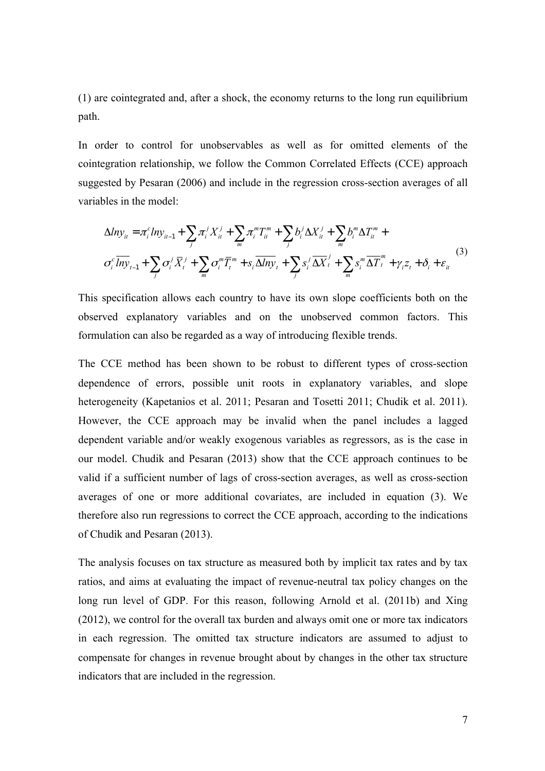(1) are cointegrated and, after a shock, the economy returns to the long run equilibrium path.

In order to control for unobservables as well as for omitted elements of the cointegration relationship, we follow the Common Correlated Effects (CCE) approach suggested by Pesaran (2006) and include in the regression cross-section averages of all variables in the model:

$$
\begin{aligned}
\Delta lny_{it} = & \pi_i^c lny_{it-1} + \sum_j \pi_i^j X_{it}^j + \sum_m \pi_i^m T_{it}^m + \sum_j b_i^j \Delta X_{it}^j + \sum_m b_i^m \Delta T_{it}^m + \\
& \sigma_i^c \overline{lny}_{t-1} + \sum_j \sigma_i^j \overline{X}_t^j + \sum_m \sigma_i^m \overline{T}_t^m + s_i \overline{\Delta lny}_t + \sum_j s_i^j \overline{\Delta X}_t^j + \sum_m s_i^m \overline{\Delta T}_t^m + \gamma_i z_t + \delta_i + \varepsilon_{it}
\end{aligned}
\tag{3}
$$

This specification allows each country to have its own slope coefficients both on the observed explanatory variables and on the unobserved common factors. This formulation can also be regarded as a way of introducing flexible trends.

The CCE method has been shown to be robust to different types of cross-section dependence of errors, possible unit roots in explanatory variables, and slope heterogeneity (Kapetanios et al. 2011; Pesaran and Tosetti 2011; Chudik et al. 2011). However, the CCE approach may be invalid when the panel includes a lagged dependent variable and/or weakly exogenous variables as regressors, as is the case in our model. Chudik and Pesaran (2013) show that the CCE approach continues to be valid if a sufficient number of lags of cross-section averages, as well as cross-section averages of one or more additional covariates, are included in equation (3). We therefore also run regressions to correct the CCE approach, according to the indications of Chudik and Pesaran (2013).

The analysis focuses on tax structure as measured both by implicit tax rates and by tax ratios, and aims at evaluating the impact of revenue-neutral tax policy changes on the long run level of GDP. For this reason, following Arnold et al. (2011b) and Xing (2012), we control for the overall tax burden and always omit one or more tax indicators in each regression. The omitted tax structure indicators are assumed to adjust to compensate for changes in revenue brought about by changes in the other tax structure indicators that are included in the regression.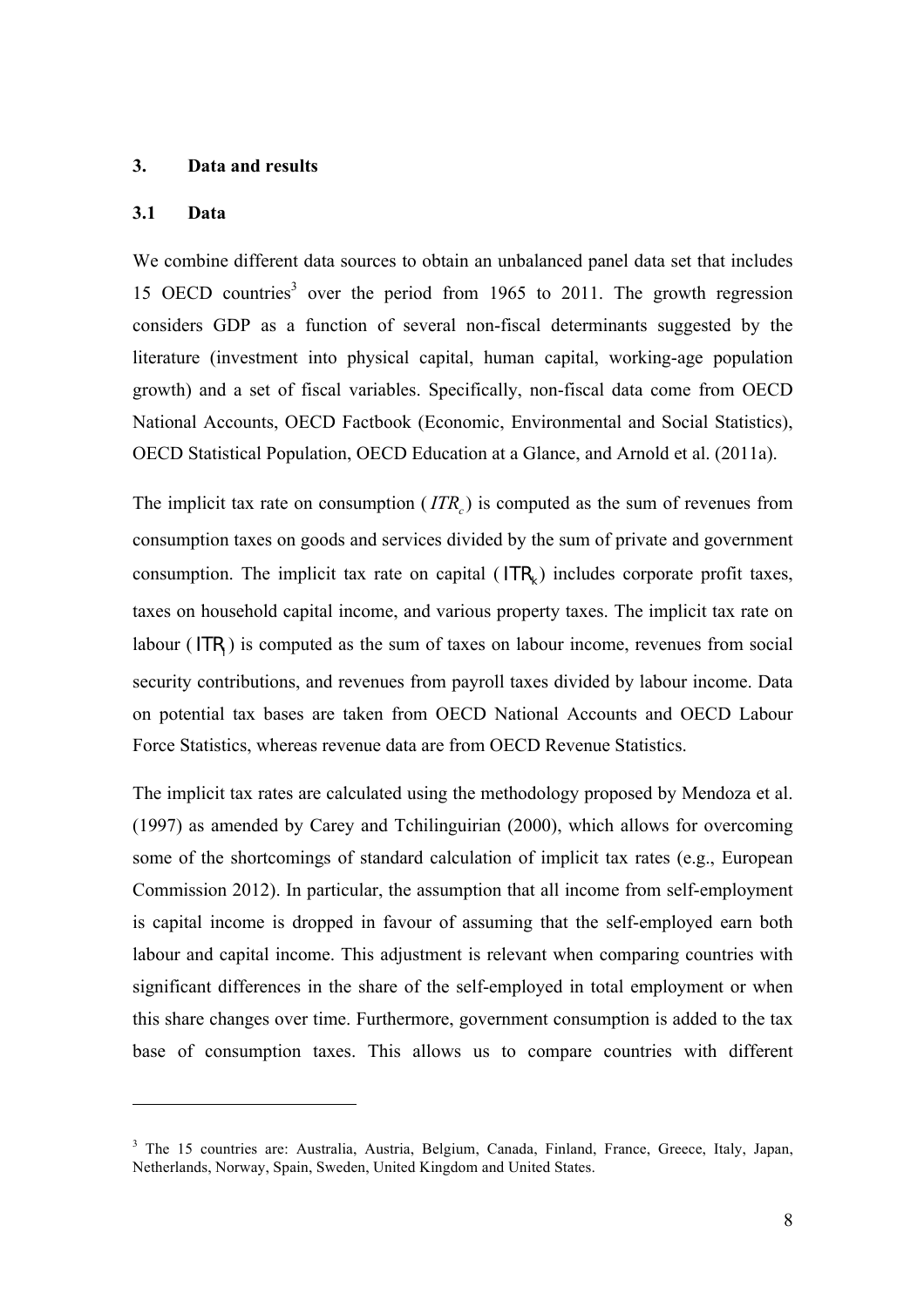## 3. Data and results

### 3.1 Data

We combine different data sources to obtain an unbalanced panel data set that includes 15 OECD countries[3] over the period from 1965 to 2011. The growth regression considers GDP as a function of several non-fiscal determinants suggested by the literature (investment into physical capital, human capital, working-age population growth) and a set of fiscal variables. Specifically, non-fiscal data come from OECD National Accounts, OECD Factbook (Economic, Environmental and Social Statistics), OECD Statistical Population, OECD Education at a Glance, and Arnold et al. (2011a).

The implicit tax rate on consumption ($ITR_c$) is computed as the sum of revenues from consumption taxes on goods and services divided by the sum of private and government consumption. The implicit tax rate on capital ($ITR_k$) includes corporate profit taxes, taxes on household capital income, and various property taxes. The implicit tax rate on labour ($ITR_l$) is computed as the sum of taxes on labour income, revenues from social security contributions, and revenues from payroll taxes divided by labour income. Data on potential tax bases are taken from OECD National Accounts and OECD Labour Force Statistics, whereas revenue data are from OECD Revenue Statistics.

The implicit tax rates are calculated using the methodology proposed by Mendoza et al. (1997) as amended by Carey and Tchilinguirian (2000), which allows for overcoming some of the shortcomings of standard calculation of implicit tax rates (e.g., European Commission 2012). In particular, the assumption that all income from self-employment is capital income is dropped in favour of assuming that the self-employed earn both labour and capital income. This adjustment is relevant when comparing countries with significant differences in the share of the self-employed in total employment or when this share changes over time. Furthermore, government consumption is added to the tax base of consumption taxes. This allows us to compare countries with different

---

[3] The 15 countries are: Australia, Austria, Belgium, Canada, Finland, France, Greece, Italy, Japan, Netherlands, Norway, Spain, Sweden, United Kingdom and United States.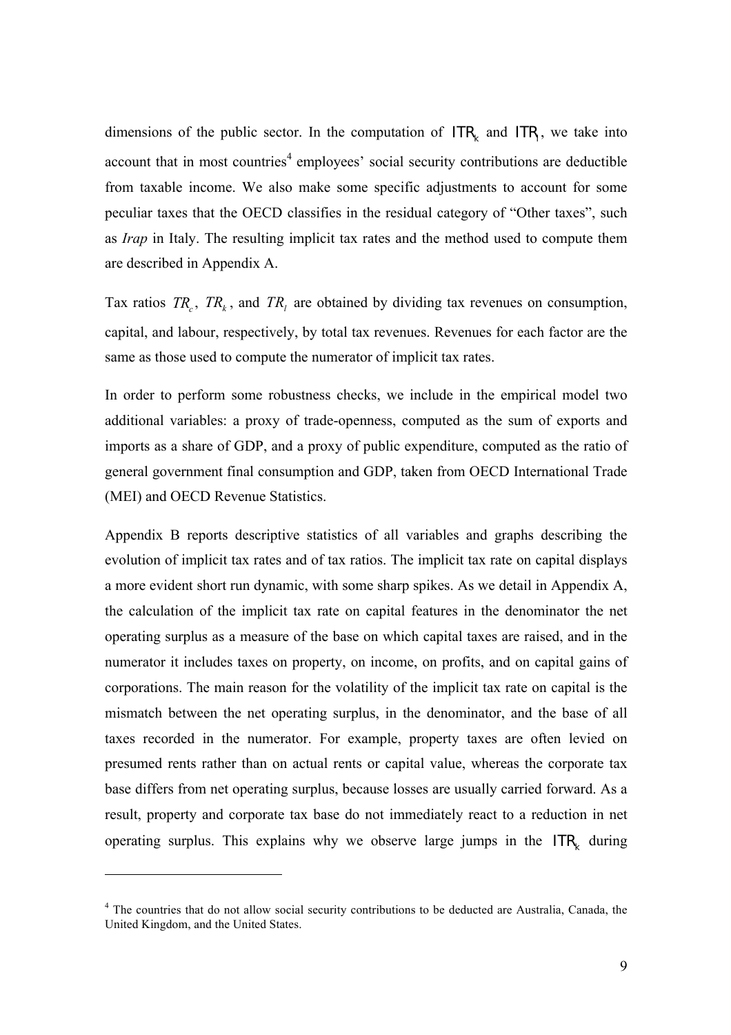dimensions of the public sector. In the computation of $ITR_k$ and $ITR_l$, we take into account that in most countries[4] employees' social security contributions are deductible from taxable income. We also make some specific adjustments to account for some peculiar taxes that the OECD classifies in the residual category of "Other taxes", such as *Irap* in Italy. The resulting implicit tax rates and the method used to compute them are described in Appendix A.

Tax ratios $TR_c$, $TR_k$, and $TR_l$ are obtained by dividing tax revenues on consumption, capital, and labour, respectively, by total tax revenues. Revenues for each factor are the same as those used to compute the numerator of implicit tax rates.

In order to perform some robustness checks, we include in the empirical model two additional variables: a proxy of trade-openness, computed as the sum of exports and imports as a share of GDP, and a proxy of public expenditure, computed as the ratio of general government final consumption and GDP, taken from OECD International Trade (MEI) and OECD Revenue Statistics.

Appendix B reports descriptive statistics of all variables and graphs describing the evolution of implicit tax rates and of tax ratios. The implicit tax rate on capital displays a more evident short run dynamic, with some sharp spikes. As we detail in Appendix A, the calculation of the implicit tax rate on capital features in the denominator the net operating surplus as a measure of the base on which capital taxes are raised, and in the numerator it includes taxes on property, on income, on profits, and on capital gains of corporations. The main reason for the volatility of the implicit tax rate on capital is the mismatch between the net operating surplus, in the denominator, and the base of all taxes recorded in the numerator. For example, property taxes are often levied on presumed rents rather than on actual rents or capital value, whereas the corporate tax base differs from net operating surplus, because losses are usually carried forward. As a result, property and corporate tax base do not immediately react to a reduction in net operating surplus. This explains why we observe large jumps in the $ITR_k$ during

[4] The countries that do not allow social security contributions to be deducted are Australia, Canada, the United Kingdom, and the United States.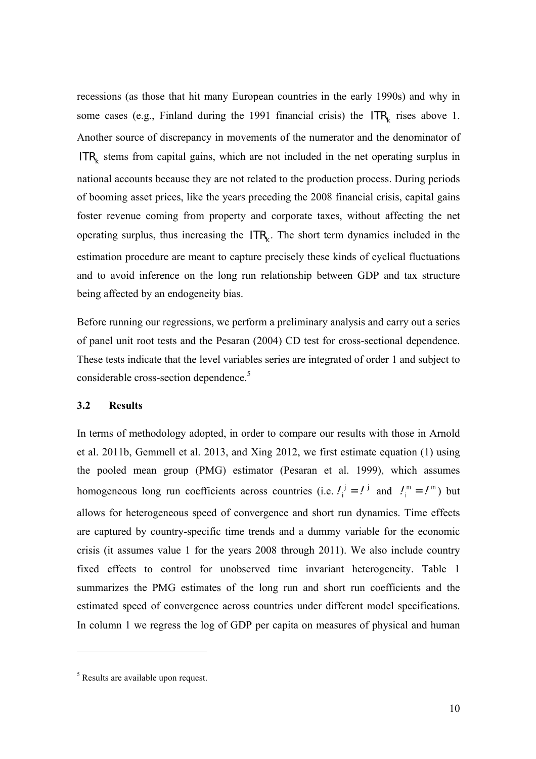recessions (as those that hit many European countries in the early 1990s) and why in some cases (e.g., Finland during the 1991 financial crisis) the $ITR_k$ rises above 1. Another source of discrepancy in movements of the numerator and the denominator of $ITR_k$ stems from capital gains, which are not included in the net operating surplus in national accounts because they are not related to the production process. During periods of booming asset prices, like the years preceding the 2008 financial crisis, capital gains foster revenue coming from property and corporate taxes, without affecting the net operating surplus, thus increasing the $ITR_k$. The short term dynamics included in the estimation procedure are meant to capture precisely these kinds of cyclical fluctuations and to avoid inference on the long run relationship between GDP and tax structure being affected by an endogeneity bias.

Before running our regressions, we perform a preliminary analysis and carry out a series of panel unit root tests and the Pesaran (2004) CD test for cross-sectional dependence. These tests indicate that the level variables series are integrated of order 1 and subject to considerable cross-section dependence.[5]

### 3.2 Results

In terms of methodology adopted, in order to compare our results with those in Arnold et al. 2011b, Gemmell et al. 2013, and Xing 2012, we first estimate equation (1) using the pooled mean group (PMG) estimator (Pesaran et al. 1999), which assumes homogeneous long run coefficients across countries (i.e. $\theta_i^j = \theta^j$ and $\theta_i^m = \theta^m$) but allows for heterogeneous speed of convergence and short run dynamics. Time effects are captured by country-specific time trends and a dummy variable for the economic crisis (it assumes value 1 for the years 2008 through 2011). We also include country fixed effects to control for unobserved time invariant heterogeneity. Table 1 summarizes the PMG estimates of the long run and short run coefficients and the estimated speed of convergence across countries under different model specifications. In column 1 we regress the log of GDP per capita on measures of physical and human

[5] Results are available upon request.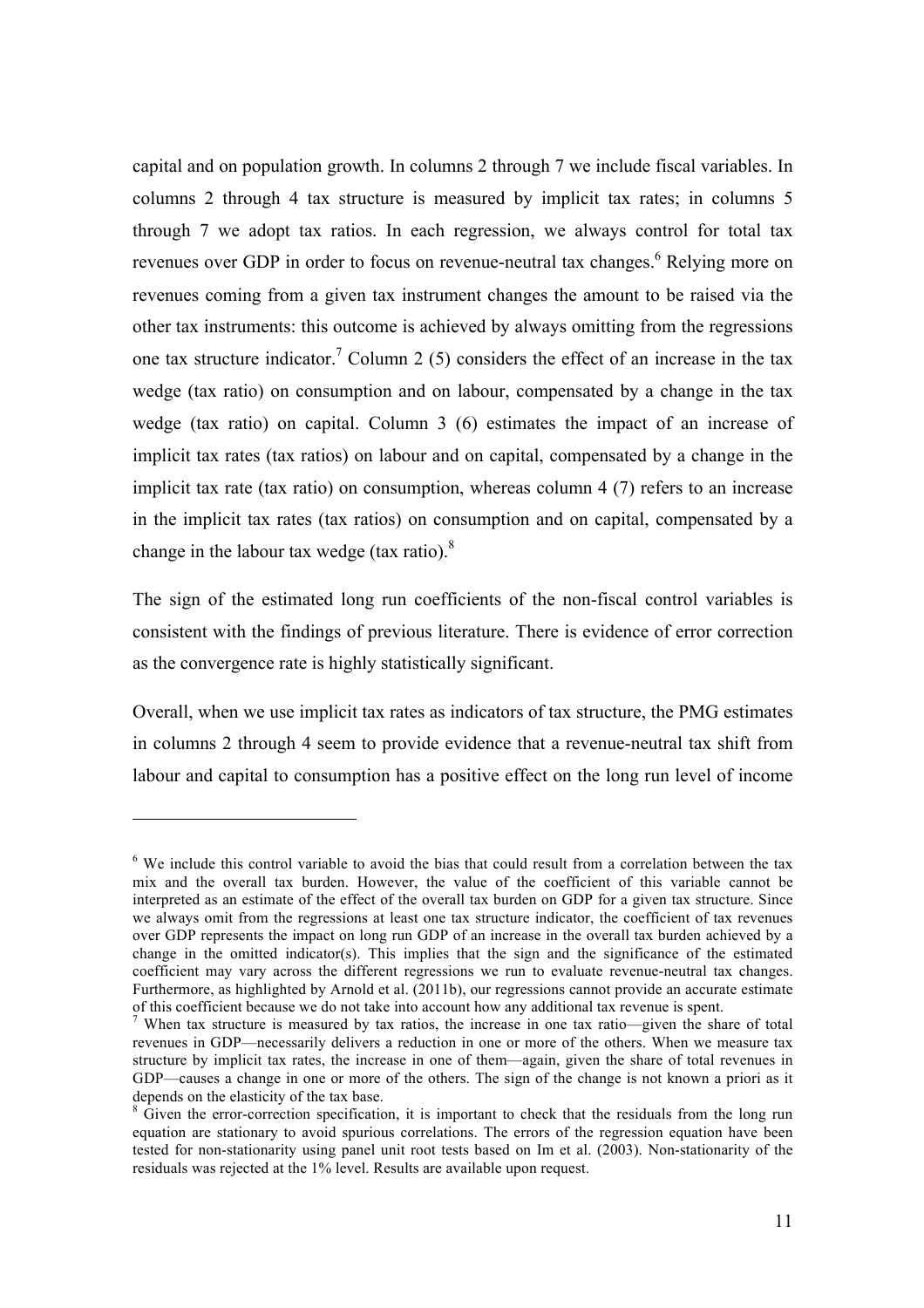capital and on population growth. In columns 2 through 7 we include fiscal variables. In columns 2 through 4 tax structure is measured by implicit tax rates; in columns 5 through 7 we adopt tax ratios. In each regression, we always control for total tax revenues over GDP in order to focus on revenue-neutral tax changes.[6] Relying more on revenues coming from a given tax instrument changes the amount to be raised via the other tax instruments: this outcome is achieved by always omitting from the regressions one tax structure indicator.[7] Column 2 (5) considers the effect of an increase in the tax wedge (tax ratio) on consumption and on labour, compensated by a change in the tax wedge (tax ratio) on capital. Column 3 (6) estimates the impact of an increase of implicit tax rates (tax ratios) on labour and on capital, compensated by a change in the implicit tax rate (tax ratio) on consumption, whereas column 4 (7) refers to an increase in the implicit tax rates (tax ratios) on consumption and on capital, compensated by a change in the labour tax wedge (tax ratio).[8]

The sign of the estimated long run coefficients of the non-fiscal control variables is consistent with the findings of previous literature. There is evidence of error correction as the convergence rate is highly statistically significant.

Overall, when we use implicit tax rates as indicators of tax structure, the PMG estimates in columns 2 through 4 seem to provide evidence that a revenue-neutral tax shift from labour and capital to consumption has a positive effect on the long run level of income

---

[6] We include this control variable to avoid the bias that could result from a correlation between the tax mix and the overall tax burden. However, the value of the coefficient of this variable cannot be interpreted as an estimate of the effect of the overall tax burden on GDP for a given tax structure. Since we always omit from the regressions at least one tax structure indicator, the coefficient of tax revenues over GDP represents the impact on long run GDP of an increase in the overall tax burden achieved by a change in the omitted indicator(s). This implies that the sign and the significance of the estimated coefficient may vary across the different regressions we run to evaluate revenue-neutral tax changes. Furthermore, as highlighted by Arnold et al. (2011b), our regressions cannot provide an accurate estimate of this coefficient because we do not take into account how any additional tax revenue is spent.

[7] When tax structure is measured by tax ratios, the increase in one tax ratio—given the share of total revenues in GDP—necessarily delivers a reduction in one or more of the others. When we measure tax structure by implicit tax rates, the increase in one of them—again, given the share of total revenues in GDP—causes a change in one or more of the others. The sign of the change is not known a priori as it depends on the elasticity of the tax base.

[8] Given the error-correction specification, it is important to check that the residuals from the long run equation are stationary to avoid spurious correlations. The errors of the regression equation have been tested for non-stationarity using panel unit root tests based on Im et al. (2003). Non-stationarity of the residuals was rejected at the 1% level. Results are available upon request.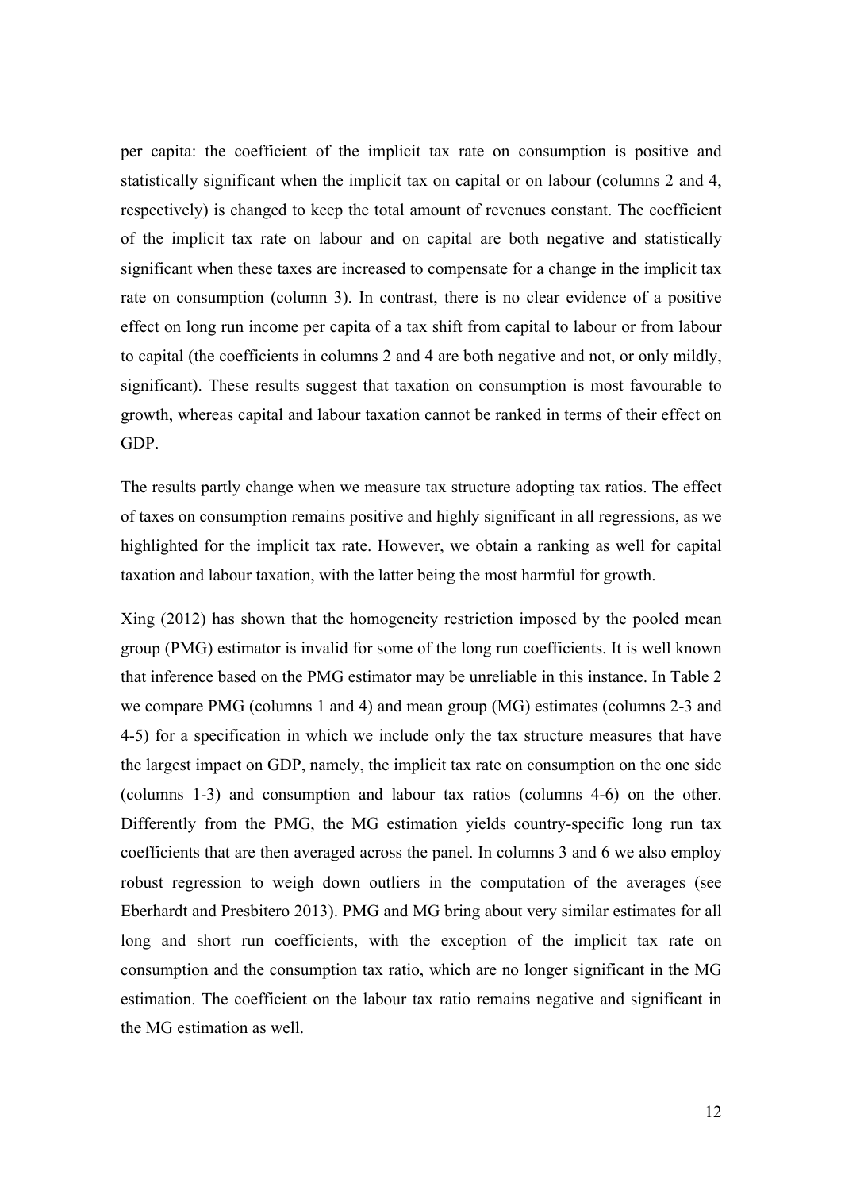per capita: the coefficient of the implicit tax rate on consumption is positive and statistically significant when the implicit tax on capital or on labour (columns 2 and 4, respectively) is changed to keep the total amount of revenues constant. The coefficient of the implicit tax rate on labour and on capital are both negative and statistically significant when these taxes are increased to compensate for a change in the implicit tax rate on consumption (column 3). In contrast, there is no clear evidence of a positive effect on long run income per capita of a tax shift from capital to labour or from labour to capital (the coefficients in columns 2 and 4 are both negative and not, or only mildly, significant). These results suggest that taxation on consumption is most favourable to growth, whereas capital and labour taxation cannot be ranked in terms of their effect on GDP.

The results partly change when we measure tax structure adopting tax ratios. The effect of taxes on consumption remains positive and highly significant in all regressions, as we highlighted for the implicit tax rate. However, we obtain a ranking as well for capital taxation and labour taxation, with the latter being the most harmful for growth.

Xing (2012) has shown that the homogeneity restriction imposed by the pooled mean group (PMG) estimator is invalid for some of the long run coefficients. It is well known that inference based on the PMG estimator may be unreliable in this instance. In Table 2 we compare PMG (columns 1 and 4) and mean group (MG) estimates (columns 2-3 and 4-5) for a specification in which we include only the tax structure measures that have the largest impact on GDP, namely, the implicit tax rate on consumption on the one side (columns 1-3) and consumption and labour tax ratios (columns 4-6) on the other. Differently from the PMG, the MG estimation yields country-specific long run tax coefficients that are then averaged across the panel. In columns 3 and 6 we also employ robust regression to weigh down outliers in the computation of the averages (see Eberhardt and Presbitero 2013). PMG and MG bring about very similar estimates for all long and short run coefficients, with the exception of the implicit tax rate on consumption and the consumption tax ratio, which are no longer significant in the MG estimation. The coefficient on the labour tax ratio remains negative and significant in the MG estimation as well.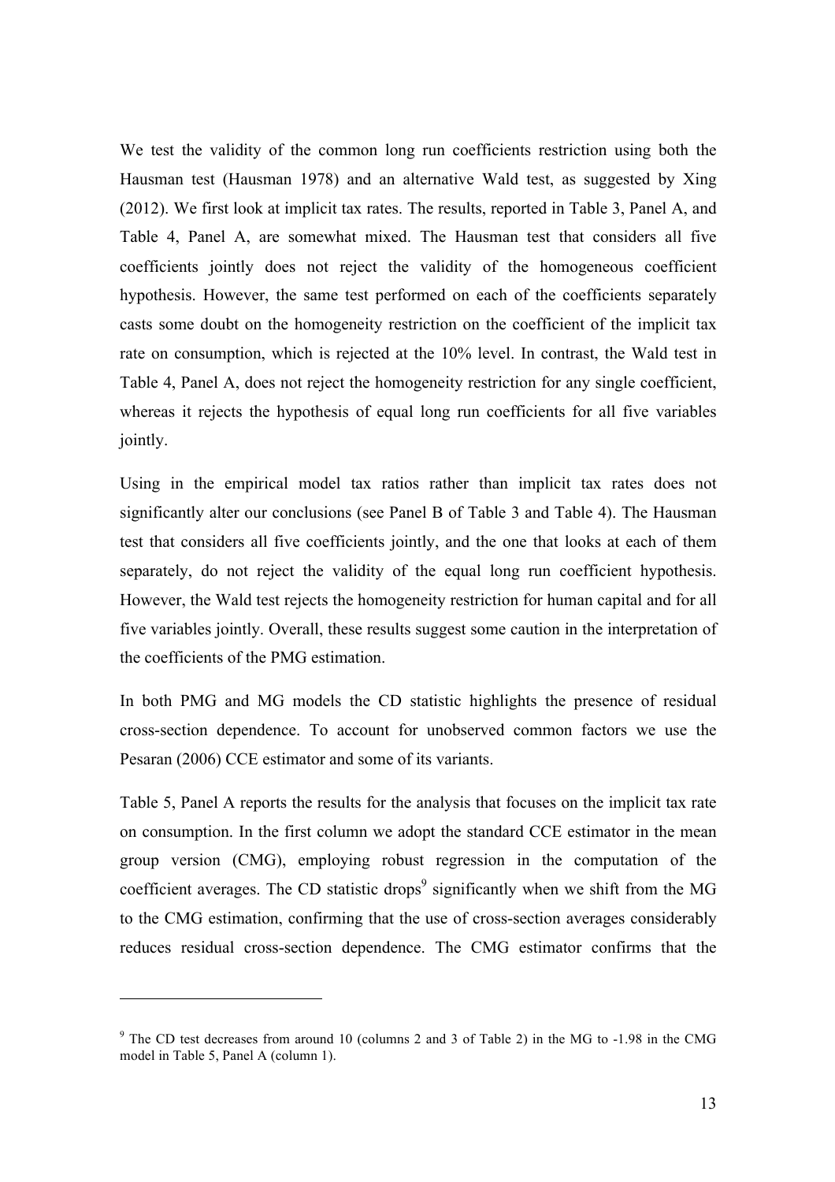We test the validity of the common long run coefficients restriction using both the Hausman test (Hausman 1978) and an alternative Wald test, as suggested by Xing (2012). We first look at implicit tax rates. The results, reported in Table 3, Panel A, and Table 4, Panel A, are somewhat mixed. The Hausman test that considers all five coefficients jointly does not reject the validity of the homogeneous coefficient hypothesis. However, the same test performed on each of the coefficients separately casts some doubt on the homogeneity restriction on the coefficient of the implicit tax rate on consumption, which is rejected at the 10% level. In contrast, the Wald test in Table 4, Panel A, does not reject the homogeneity restriction for any single coefficient, whereas it rejects the hypothesis of equal long run coefficients for all five variables jointly.

Using in the empirical model tax ratios rather than implicit tax rates does not significantly alter our conclusions (see Panel B of Table 3 and Table 4). The Hausman test that considers all five coefficients jointly, and the one that looks at each of them separately, do not reject the validity of the equal long run coefficient hypothesis. However, the Wald test rejects the homogeneity restriction for human capital and for all five variables jointly. Overall, these results suggest some caution in the interpretation of the coefficients of the PMG estimation.

In both PMG and MG models the CD statistic highlights the presence of residual cross-section dependence. To account for unobserved common factors we use the Pesaran (2006) CCE estimator and some of its variants.

Table 5, Panel A reports the results for the analysis that focuses on the implicit tax rate on consumption. In the first column we adopt the standard CCE estimator in the mean group version (CMG), employing robust regression in the computation of the coefficient averages. The CD statistic drops[9] significantly when we shift from the MG to the CMG estimation, confirming that the use of cross-section averages considerably reduces residual cross-section dependence. The CMG estimator confirms that the

[9] The CD test decreases from around 10 (columns 2 and 3 of Table 2) in the MG to -1.98 in the CMG model in Table 5, Panel A (column 1).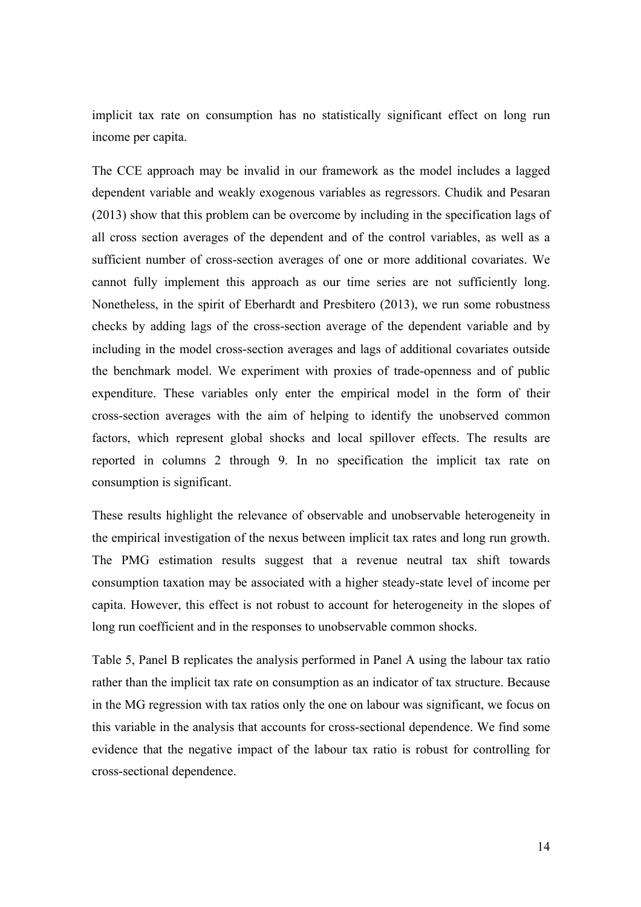implicit tax rate on consumption has no statistically significant effect on long run income per capita.

The CCE approach may be invalid in our framework as the model includes a lagged dependent variable and weakly exogenous variables as regressors. Chudik and Pesaran (2013) show that this problem can be overcome by including in the specification lags of all cross section averages of the dependent and of the control variables, as well as a sufficient number of cross-section averages of one or more additional covariates. We cannot fully implement this approach as our time series are not sufficiently long. Nonetheless, in the spirit of Eberhardt and Presbitero (2013), we run some robustness checks by adding lags of the cross-section average of the dependent variable and by including in the model cross-section averages and lags of additional covariates outside the benchmark model. We experiment with proxies of trade-openness and of public expenditure. These variables only enter the empirical model in the form of their cross-section averages with the aim of helping to identify the unobserved common factors, which represent global shocks and local spillover effects. The results are reported in columns 2 through 9. In no specification the implicit tax rate on consumption is significant.

These results highlight the relevance of observable and unobservable heterogeneity in the empirical investigation of the nexus between implicit tax rates and long run growth. The PMG estimation results suggest that a revenue neutral tax shift towards consumption taxation may be associated with a higher steady-state level of income per capita. However, this effect is not robust to account for heterogeneity in the slopes of long run coefficient and in the responses to unobservable common shocks.

Table 5, Panel B replicates the analysis performed in Panel A using the labour tax ratio rather than the implicit tax rate on consumption as an indicator of tax structure. Because in the MG regression with tax ratios only the one on labour was significant, we focus on this variable in the analysis that accounts for cross-sectional dependence. We find some evidence that the negative impact of the labour tax ratio is robust for controlling for cross-sectional dependence.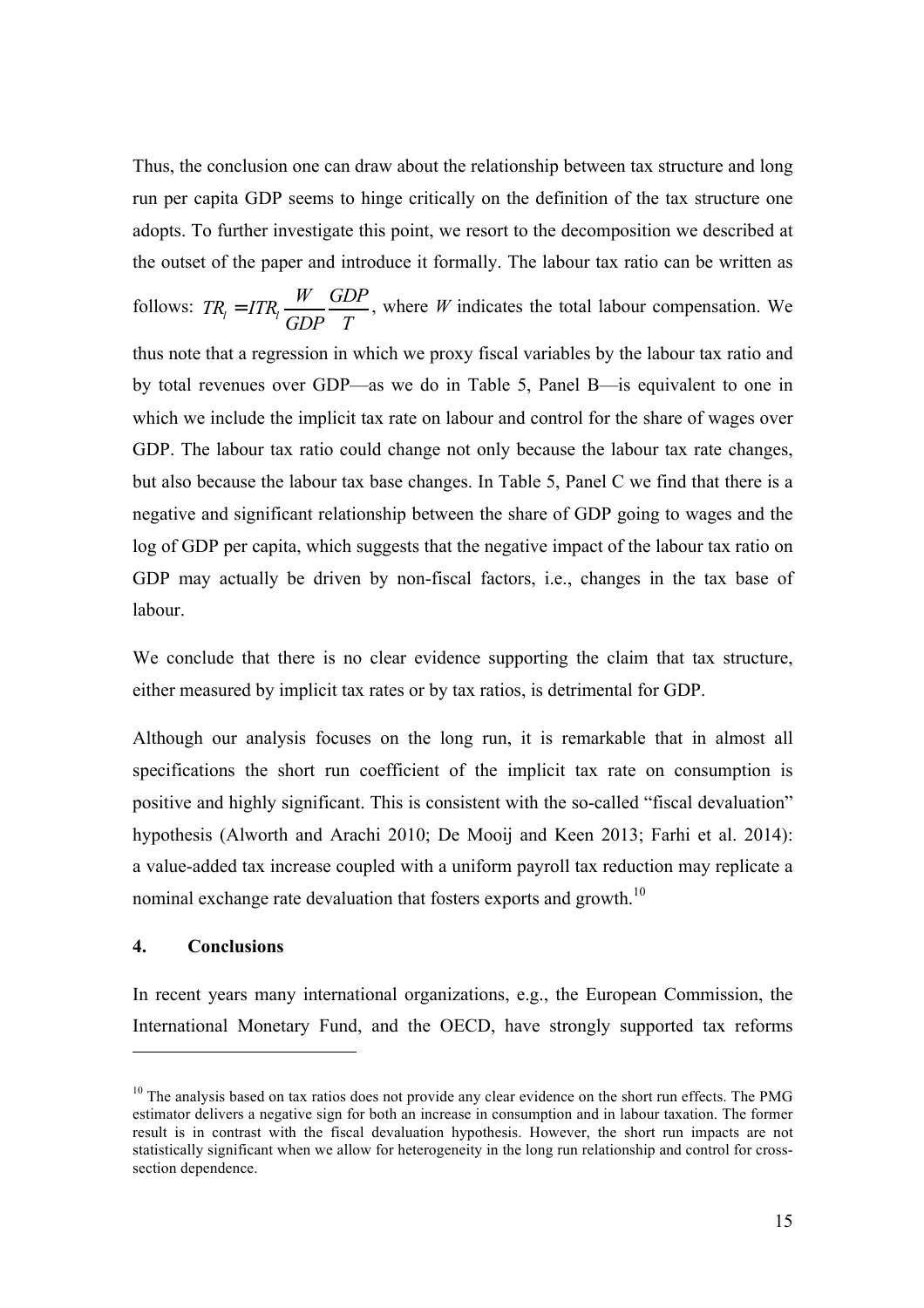Thus, the conclusion one can draw about the relationship between tax structure and long run per capita GDP seems to hinge critically on the definition of the tax structure one adopts. To further investigate this point, we resort to the decomposition we described at the outset of the paper and introduce it formally. The labour tax ratio can be written as follows: $TR_l = ITR_l \frac{W}{GDP} \frac{GDP}{T}$, where $W$ indicates the total labour compensation. We thus note that a regression in which we proxy fiscal variables by the labour tax ratio and by total revenues over GDP—as we do in Table 5, Panel B—is equivalent to one in which we include the implicit tax rate on labour and control for the share of wages over GDP. The labour tax ratio could change not only because the labour tax rate changes, but also because the labour tax base changes. In Table 5, Panel C we find that there is a negative and significant relationship between the share of GDP going to wages and the log of GDP per capita, which suggests that the negative impact of the labour tax ratio on GDP may actually be driven by non-fiscal factors, i.e., changes in the tax base of labour.

We conclude that there is no clear evidence supporting the claim that tax structure, either measured by implicit tax rates or by tax ratios, is detrimental for GDP.

Although our analysis focuses on the long run, it is remarkable that in almost all specifications the short run coefficient of the implicit tax rate on consumption is positive and highly significant. This is consistent with the so-called "fiscal devaluation" hypothesis (Alworth and Arachi 2010; De Mooij and Keen 2013; Farhi et al. 2014): a value-added tax increase coupled with a uniform payroll tax reduction may replicate a nominal exchange rate devaluation that fosters exports and growth.[10]

## 4. Conclusions

In recent years many international organizations, e.g., the European Commission, the International Monetary Fund, and the OECD, have strongly supported tax reforms

[10] The analysis based on tax ratios does not provide any clear evidence on the short run effects. The PMG estimator delivers a negative sign for both an increase in consumption and in labour taxation. The former result is in contrast with the fiscal devaluation hypothesis. However, the short run impacts are not statistically significant when we allow for heterogeneity in the long run relationship and control for cross-section dependence.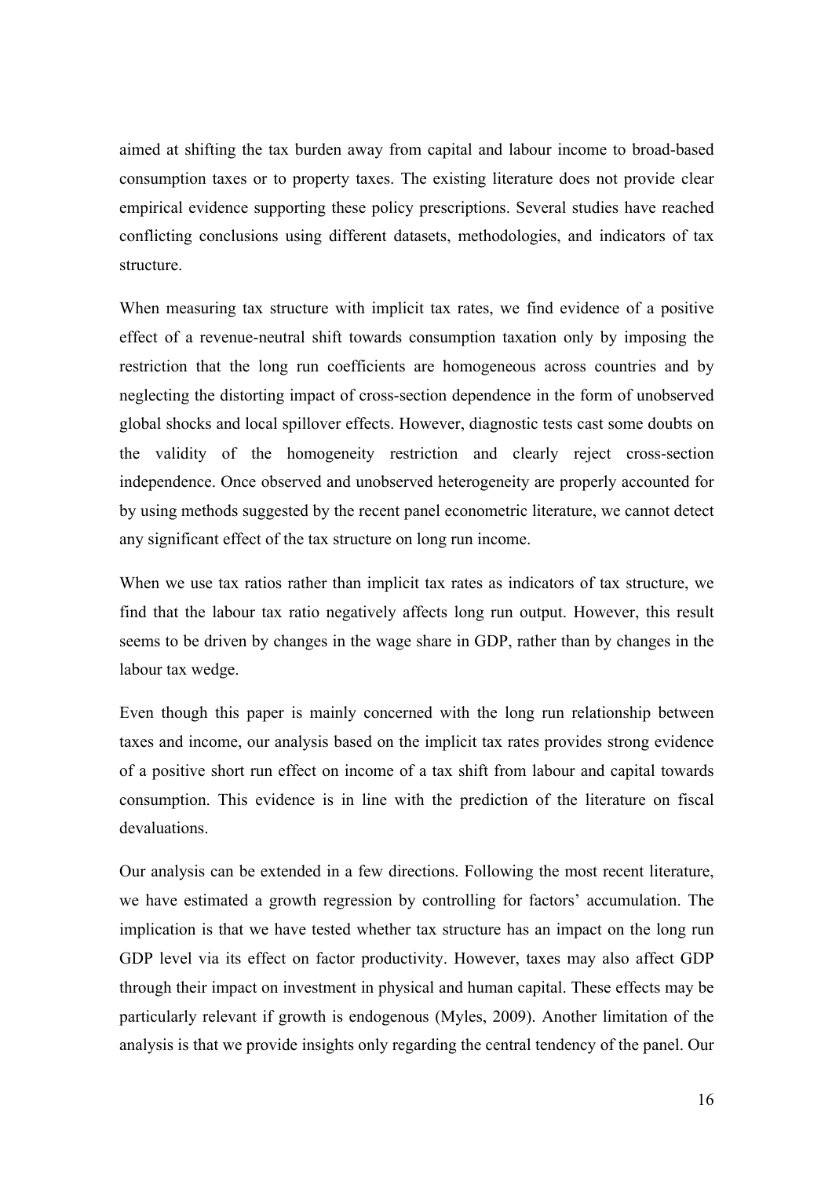aimed at shifting the tax burden away from capital and labour income to broad-based consumption taxes or to property taxes. The existing literature does not provide clear empirical evidence supporting these policy prescriptions. Several studies have reached conflicting conclusions using different datasets, methodologies, and indicators of tax structure.

When measuring tax structure with implicit tax rates, we find evidence of a positive effect of a revenue-neutral shift towards consumption taxation only by imposing the restriction that the long run coefficients are homogeneous across countries and by neglecting the distorting impact of cross-section dependence in the form of unobserved global shocks and local spillover effects. However, diagnostic tests cast some doubts on the validity of the homogeneity restriction and clearly reject cross-section independence. Once observed and unobserved heterogeneity are properly accounted for by using methods suggested by the recent panel econometric literature, we cannot detect any significant effect of the tax structure on long run income.

When we use tax ratios rather than implicit tax rates as indicators of tax structure, we find that the labour tax ratio negatively affects long run output. However, this result seems to be driven by changes in the wage share in GDP, rather than by changes in the labour tax wedge.

Even though this paper is mainly concerned with the long run relationship between taxes and income, our analysis based on the implicit tax rates provides strong evidence of a positive short run effect on income of a tax shift from labour and capital towards consumption. This evidence is in line with the prediction of the literature on fiscal devaluations.

Our analysis can be extended in a few directions. Following the most recent literature, we have estimated a growth regression by controlling for factors' accumulation. The implication is that we have tested whether tax structure has an impact on the long run GDP level via its effect on factor productivity. However, taxes may also affect GDP through their impact on investment in physical and human capital. These effects may be particularly relevant if growth is endogenous (Myles, 2009). Another limitation of the analysis is that we provide insights only regarding the central tendency of the panel. Our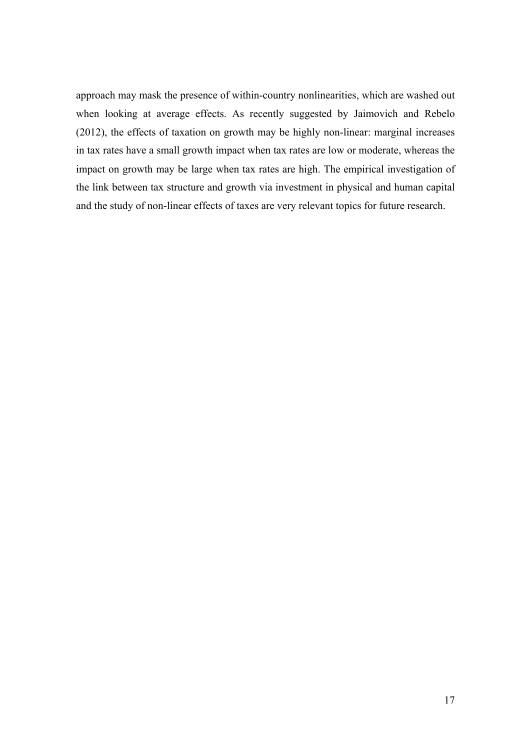approach may mask the presence of within-country nonlinearities, which are washed out when looking at average effects. As recently suggested by Jaimovich and Rebelo (2012), the effects of taxation on growth may be highly non-linear: marginal increases in tax rates have a small growth impact when tax rates are low or moderate, whereas the impact on growth may be large when tax rates are high. The empirical investigation of the link between tax structure and growth via investment in physical and human capital and the study of non-linear effects of taxes are very relevant topics for future research.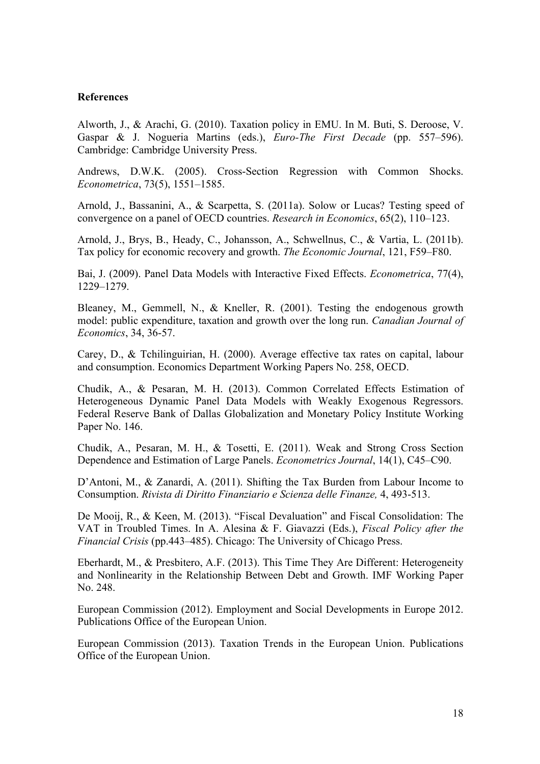**References**

Alworth, J., & Arachi, G. (2010). Taxation policy in EMU. In M. Buti, S. Deroose, V. Gaspar & J. Nogueria Martins (eds.), *Euro-The First Decade* (pp. 557–596). Cambridge: Cambridge University Press.

Andrews, D.W.K. (2005). Cross-Section Regression with Common Shocks. *Econometrica*, 73(5), 1551–1585.

Arnold, J., Bassanini, A., & Scarpetta, S. (2011a). Solow or Lucas? Testing speed of convergence on a panel of OECD countries. *Research in Economics*, 65(2), 110–123.

Arnold, J., Brys, B., Heady, C., Johansson, A., Schwellnus, C., & Vartia, L. (2011b). Tax policy for economic recovery and growth. *The Economic Journal*, 121, F59–F80.

Bai, J. (2009). Panel Data Models with Interactive Fixed Effects. *Econometrica*, 77(4), 1229–1279.

Bleaney, M., Gemmell, N., & Kneller, R. (2001). Testing the endogenous growth model: public expenditure, taxation and growth over the long run. *Canadian Journal of Economics*, 34, 36-57.

Carey, D., & Tchilinguirian, H. (2000). Average effective tax rates on capital, labour and consumption. Economics Department Working Papers No. 258, OECD.

Chudik, A., & Pesaran, M. H. (2013). Common Correlated Effects Estimation of Heterogeneous Dynamic Panel Data Models with Weakly Exogenous Regressors. Federal Reserve Bank of Dallas Globalization and Monetary Policy Institute Working Paper No. 146.

Chudik, A., Pesaran, M. H., & Tosetti, E. (2011). Weak and Strong Cross Section Dependence and Estimation of Large Panels. *Econometrics Journal*, 14(1), C45–C90.

D'Antoni, M., & Zanardi, A. (2011). Shifting the Tax Burden from Labour Income to Consumption. *Rivista di Diritto Finanziario e Scienza delle Finanze,* 4, 493-513.

De Mooij, R., & Keen, M. (2013). "Fiscal Devaluation" and Fiscal Consolidation: The VAT in Troubled Times. In A. Alesina & F. Giavazzi (Eds.), *Fiscal Policy after the Financial Crisis* (pp.443–485). Chicago: The University of Chicago Press.

Eberhardt, M., & Presbitero, A.F. (2013). This Time They Are Different: Heterogeneity and Nonlinearity in the Relationship Between Debt and Growth. IMF Working Paper No. 248.

European Commission (2012). Employment and Social Developments in Europe 2012. Publications Office of the European Union.

European Commission (2013). Taxation Trends in the European Union. Publications Office of the European Union.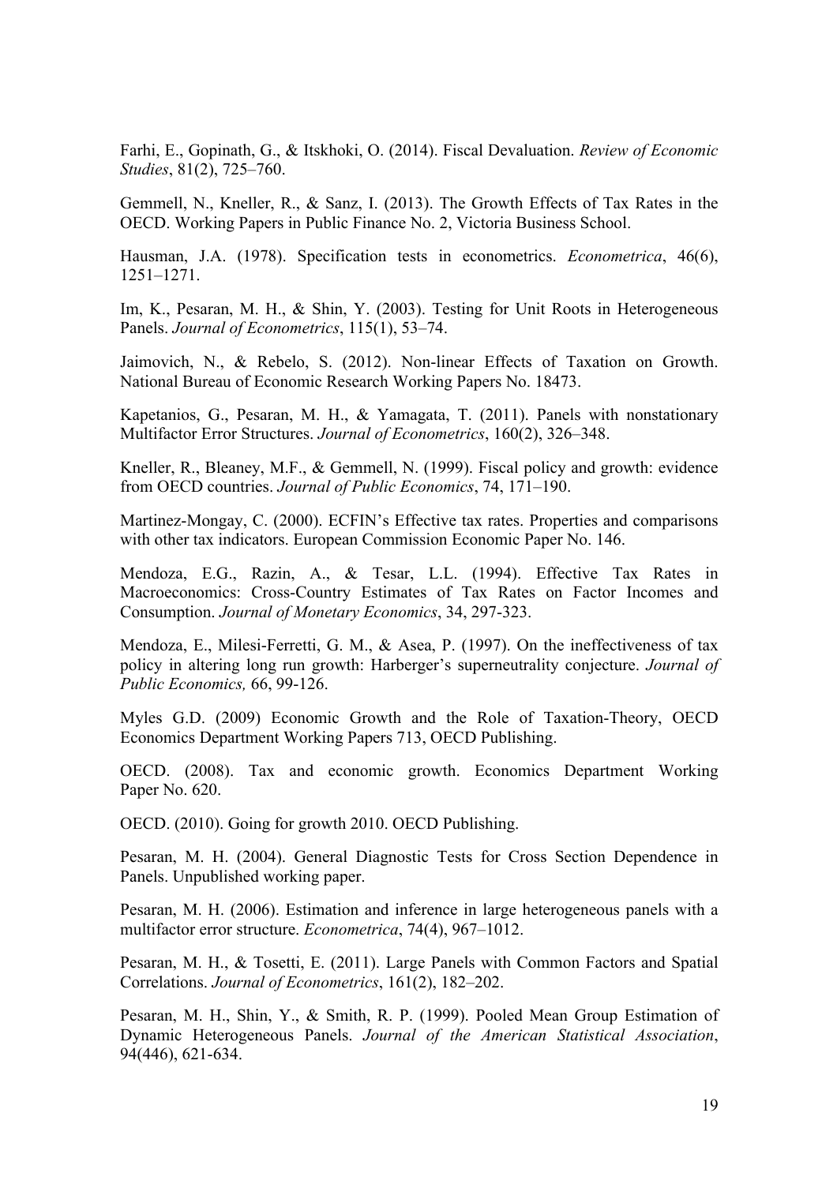Farhi, E., Gopinath, G., & Itskhoki, O. (2014). Fiscal Devaluation. *Review of Economic Studies*, 81(2), 725–760.

Gemmell, N., Kneller, R., & Sanz, I. (2013). The Growth Effects of Tax Rates in the OECD. Working Papers in Public Finance No. 2, Victoria Business School.

Hausman, J.A. (1978). Specification tests in econometrics. *Econometrica*, 46(6), 1251–1271.

Im, K., Pesaran, M. H., & Shin, Y. (2003). Testing for Unit Roots in Heterogeneous Panels. *Journal of Econometrics*, 115(1), 53–74.

Jaimovich, N., & Rebelo, S. (2012). Non-linear Effects of Taxation on Growth. National Bureau of Economic Research Working Papers No. 18473.

Kapetanios, G., Pesaran, M. H., & Yamagata, T. (2011). Panels with nonstationary Multifactor Error Structures. *Journal of Econometrics*, 160(2), 326–348.

Kneller, R., Bleaney, M.F., & Gemmell, N. (1999). Fiscal policy and growth: evidence from OECD countries. *Journal of Public Economics*, 74, 171–190.

Martinez-Mongay, C. (2000). ECFIN's Effective tax rates. Properties and comparisons with other tax indicators. European Commission Economic Paper No. 146.

Mendoza, E.G., Razin, A., & Tesar, L.L. (1994). Effective Tax Rates in Macroeconomics: Cross-Country Estimates of Tax Rates on Factor Incomes and Consumption. *Journal of Monetary Economics*, 34, 297-323.

Mendoza, E., Milesi-Ferretti, G. M., & Asea, P. (1997). On the ineffectiveness of tax policy in altering long run growth: Harberger's superneutrality conjecture. *Journal of Public Economics,* 66, 99-126.

Myles G.D. (2009) Economic Growth and the Role of Taxation-Theory, OECD Economics Department Working Papers 713, OECD Publishing.

OECD. (2008). Tax and economic growth. Economics Department Working Paper No. 620.

OECD. (2010). Going for growth 2010. OECD Publishing.

Pesaran, M. H. (2004). General Diagnostic Tests for Cross Section Dependence in Panels. Unpublished working paper.

Pesaran, M. H. (2006). Estimation and inference in large heterogeneous panels with a multifactor error structure. *Econometrica*, 74(4), 967–1012.

Pesaran, M. H., & Tosetti, E. (2011). Large Panels with Common Factors and Spatial Correlations. *Journal of Econometrics*, 161(2), 182–202.

Pesaran, M. H., Shin, Y., & Smith, R. P. (1999). Pooled Mean Group Estimation of Dynamic Heterogeneous Panels. *Journal of the American Statistical Association*, 94(446), 621-634.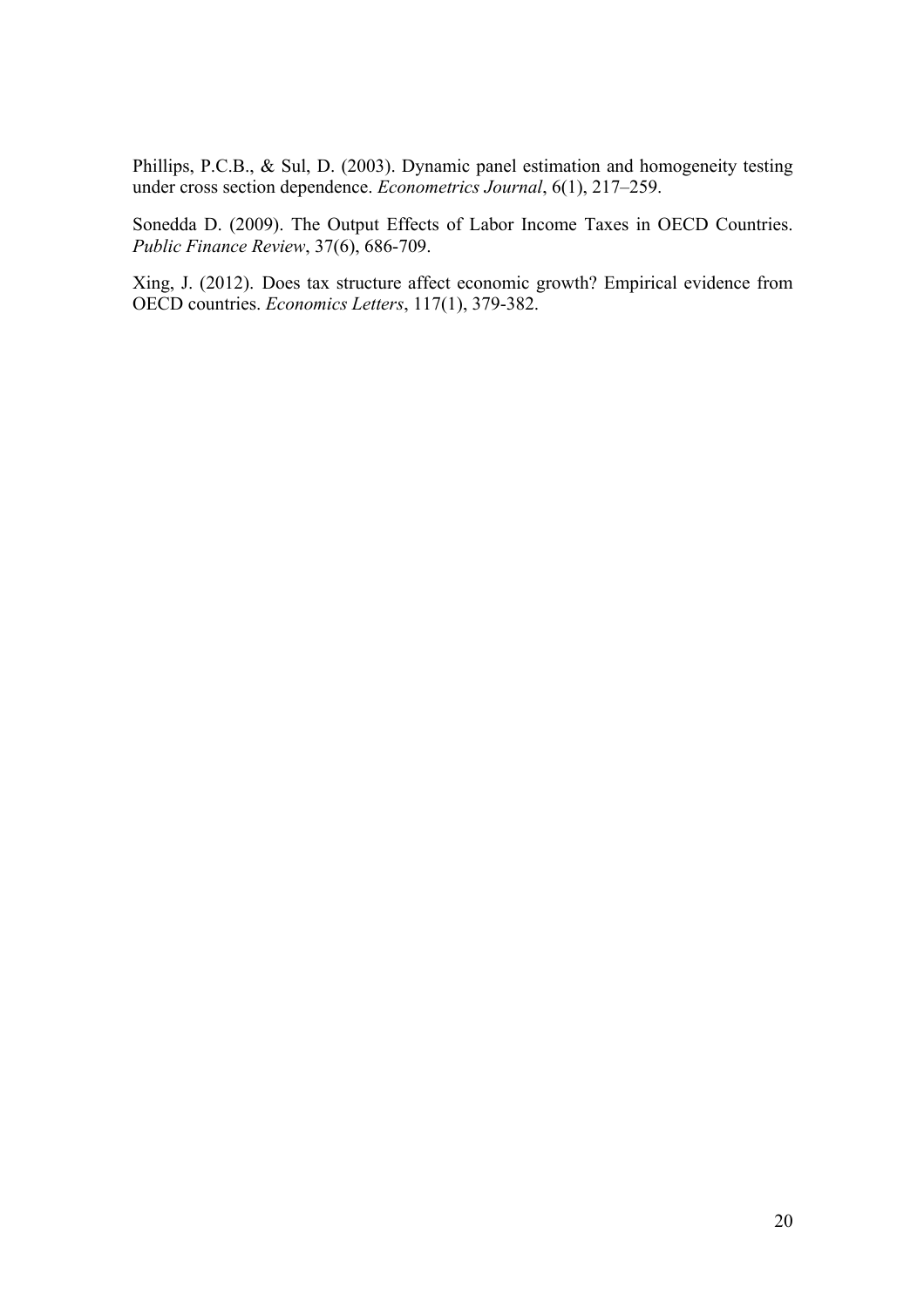Phillips, P.C.B., & Sul, D. (2003). Dynamic panel estimation and homogeneity testing under cross section dependence. *Econometrics Journal*, 6(1), 217–259.

Sonedda D. (2009). The Output Effects of Labor Income Taxes in OECD Countries. *Public Finance Review*, 37(6), 686-709.

Xing, J. (2012). Does tax structure affect economic growth? Empirical evidence from OECD countries. *Economics Letters*, 117(1), 379-382.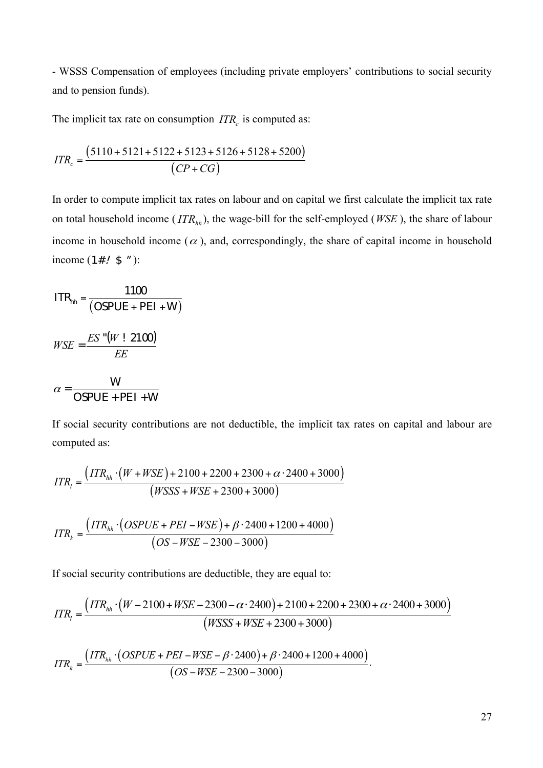- WSSS Compensation of employees (including private employers' contributions to social security and to pension funds).

The implicit tax rate on consumption $ITR_c$ is computed as:

$$ITR_c = \frac{(5110 + 5121 + 5122 + 5123 + 5126 + 5128 + 5200)}{(CP + CG)}$$

In order to compute implicit tax rates on labour and on capital we first calculate the implicit tax rate on total household income ($ITR_{hh}$), the wage-bill for the self-employed ($WSE$), the share of labour income in household income ($\alpha$), and, correspondingly, the share of capital income in household income ($1-\alpha = \beta$):

$$ITR_{hh} = \frac{1100}{(OSPUE + PEI + W)}$$

$$WSE = \frac{ES \cdot (W - 2100)}{EE}$$

$$\alpha = \frac{W}{OSPUE + PEI + W}$$

If social security contributions are not deductible, the implicit tax rates on capital and labour are computed as:

$$ITR_l = \frac{(ITR_{hh} \cdot (W + WSE) + 2100 + 2200 + 2300 + \alpha \cdot 2400 + 3000)}{(WSSS + WSE + 2300 + 3000)}$$

$$ITR_k = \frac{(ITR_{hh} \cdot (OSPUE + PEI - WSE) + \beta \cdot 2400 + 1200 + 4000)}{(OS - WSE - 2300 - 3000)}$$

If social security contributions are deductible, they are equal to:

$$ITR_l = \frac{(ITR_{hh} \cdot (W - 2100 + WSE - 2300 - \alpha \cdot 2400) + 2100 + 2200 + 2300 + \alpha \cdot 2400 + 3000)}{(WSSS + WSE + 2300 + 3000)}$$

$$ITR_k = \frac{(ITR_{hh} \cdot (OSPUE + PEI - WSE - \beta \cdot 2400) + \beta \cdot 2400 + 1200 + 4000)}{(OS - WSE - 2300 - 3000)}.$$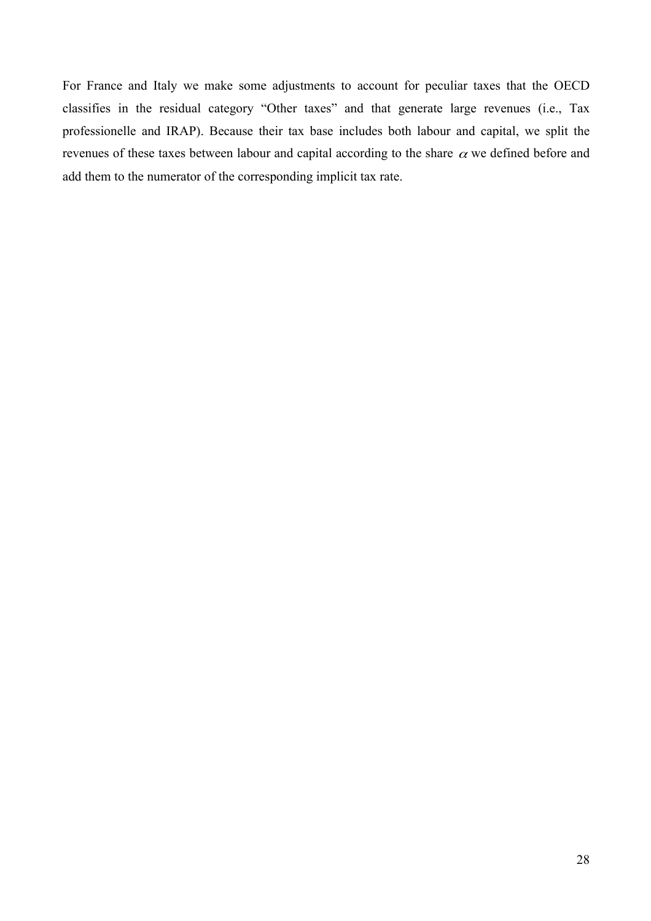For France and Italy we make some adjustments to account for peculiar taxes that the OECD classifies in the residual category "Other taxes" and that generate large revenues (i.e., Tax professionelle and IRAP). Because their tax base includes both labour and capital, we split the revenues of these taxes between labour and capital according to the share $\alpha$ we defined before and add them to the numerator of the corresponding implicit tax rate.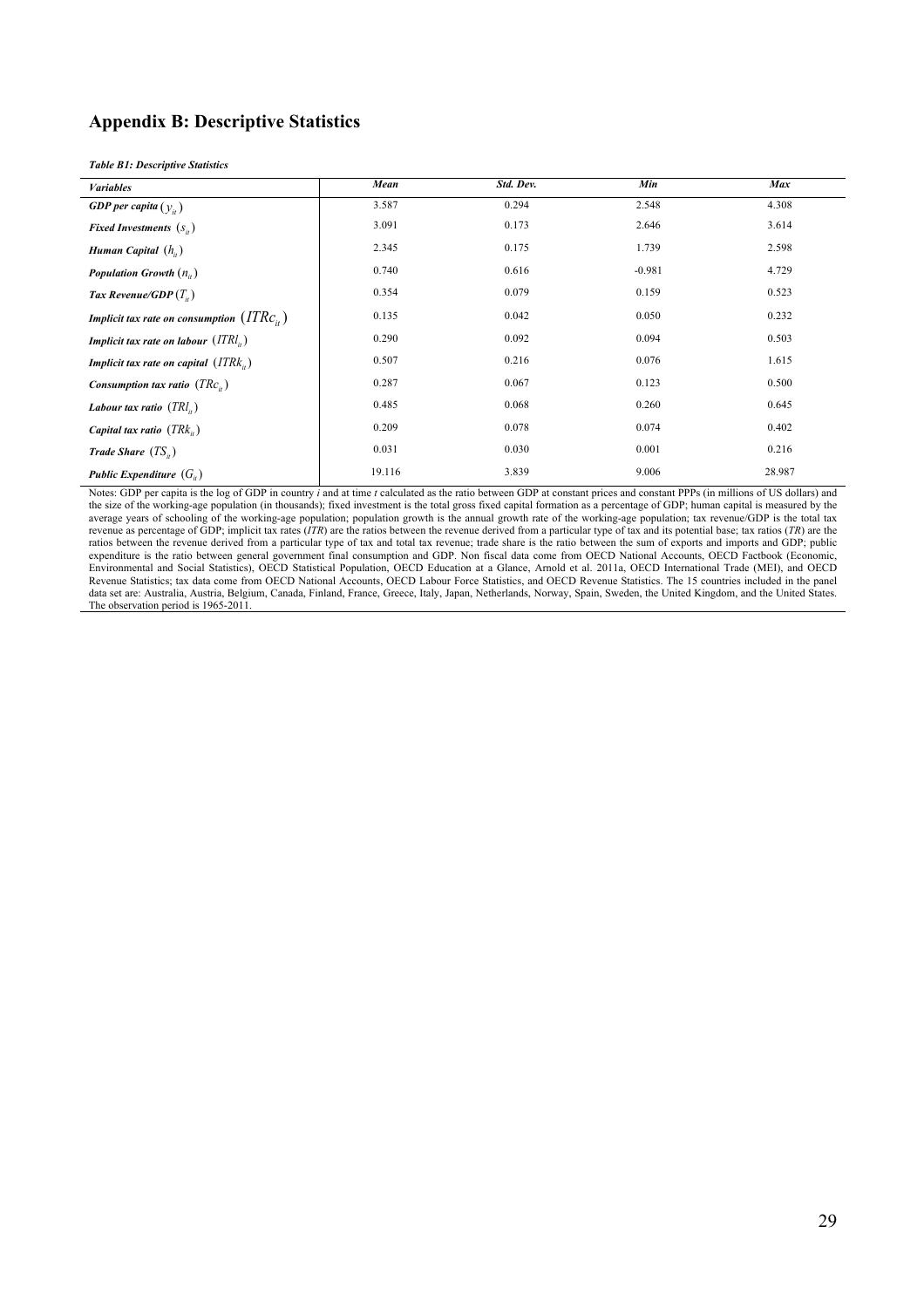## Appendix B: Descriptive Statistics

***Table B1: Descriptive Statistics***

| *Variables* | *Mean* | *Std. Dev.* | *Min* | *Max* |
|---|---|---|---|---|
| ***GDP per capita*** $(y_{it})$ | 3.587 | 0.294 | 2.548 | 4.308 |
| ***Fixed Investments*** $(s_{it})$ | 3.091 | 0.173 | 2.646 | 3.614 |
| ***Human Capital*** $(h_{it})$ | 2.345 | 0.175 | 1.739 | 2.598 |
| ***Population Growth*** $(n_{it})$ | 0.740 | 0.616 | -0.981 | 4.729 |
| ***Tax Revenue/GDP*** $(T_{it})$ | 0.354 | 0.079 | 0.159 | 0.523 |
| ***Implicit tax rate on consumption*** $(ITRc_{it})$ | 0.135 | 0.042 | 0.050 | 0.232 |
| ***Implicit tax rate on labour*** $(ITRl_{it})$ | 0.290 | 0.092 | 0.094 | 0.503 |
| ***Implicit tax rate on capital*** $(ITRk_{it})$ | 0.507 | 0.216 | 0.076 | 1.615 |
| ***Consumption tax ratio*** $(TRc_{it})$ | 0.287 | 0.067 | 0.123 | 0.500 |
| ***Labour tax ratio*** $(TRl_{it})$ | 0.485 | 0.068 | 0.260 | 0.645 |
| ***Capital tax ratio*** $(TRk_{it})$ | 0.209 | 0.078 | 0.074 | 0.402 |
| ***Trade Share*** $(TS_{it})$ | 0.031 | 0.030 | 0.001 | 0.216 |
| ***Public Expenditure*** $(G_{it})$ | 19.116 | 3.839 | 9.006 | 28.987 |

Notes: GDP per capita is the log of GDP in country *i* and at time *t* calculated as the ratio between GDP at constant prices and constant PPPs (in millions of US dollars) and the size of the working-age population (in thousands); fixed investment is the total gross fixed capital formation as a percentage of GDP; human capital is measured by the average years of schooling of the working-age population; population growth is the annual growth rate of the working-age population; tax revenue/GDP is the total tax revenue as percentage of GDP; implicit tax rates (*ITR*) are the ratios between the revenue derived from a particular type of tax and its potential base; tax ratios (*TR*) are the ratios between the revenue derived from a particular type of tax and total tax revenue; trade share is the ratio between the sum of exports and imports and GDP; public expenditure is the ratio between general government final consumption and GDP. Non fiscal data come from OECD National Accounts, OECD Factbook (Economic, Environmental and Social Statistics), OECD Statistical Population, OECD Education at a Glance, Arnold et al. 2011a, OECD International Trade (MEI), and OECD Revenue Statistics; tax data come from OECD National Accounts, OECD Labour Force Statistics, and OECD Revenue Statistics. The 15 countries included in the panel data set are: Australia, Austria, Belgium, Canada, Finland, France, Greece, Italy, Japan, Netherlands, Norway, Spain, Sweden, the United Kingdom, and the United States. The observation period is 1965-2011.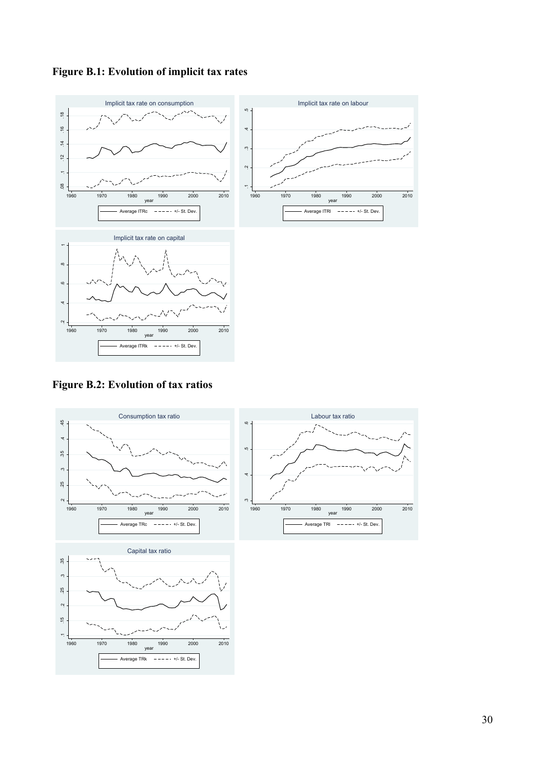**Figure B.1: Evolution of implicit tax rates**

Implicit tax rate on consumption

.08 .1 .12 .14 .16 .18

1960 1970 1980 1990 2000 2010

year

Average ITRc  +/- St. Dev.

Implicit tax rate on labour

.1 .2 .3 .4 .5

1960 1970 1980 1990 2000 2010

year

Average ITRl  +/- St. Dev.

Implicit tax rate on capital

.2 .4 .6 .8 1

1960 1970 1980 1990 2000 2010

year

Average ITRk  +/- St. Dev.

**Figure B.2: Evolution of tax ratios**

Consumption tax ratio

.2 .25 .3 .35 .4 .45

1960 1970 1980 1990 2000 2010

year

Average TRc  +/- St. Dev.

Labour tax ratio

.3 .4 .5 .6

1960 1970 1980 1990 2000 2010

year

Average TRl  +/- St. Dev.

Capital tax ratio

.1 .15 .2 .25 .3 .35

1960 1970 1980 1990 2000 2010

year

Average TRk  +/- St. Dev.